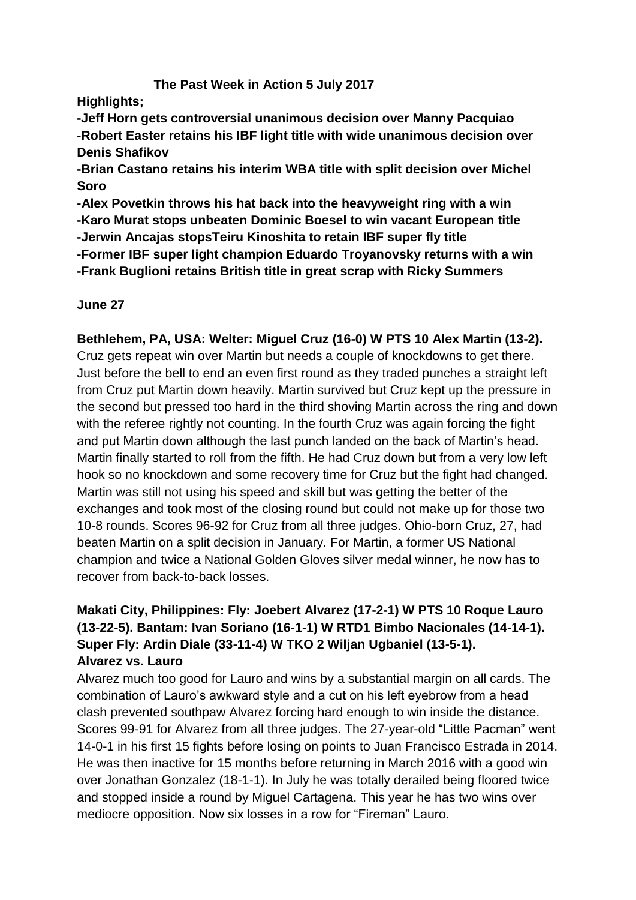# The Past Week in Action 5 July 2017

**Highlights;**

**-Jeff Horn gets controversial unanimous decision over Manny Pacquiao**
**-Robert Easter retains his IBF light title with wide unanimous decision over Denis Shafikov**
**-Brian Castano retains his interim WBA title with split decision over Michel Soro**
**-Alex Povetkin throws his hat back into the heavyweight ring with a win**
**-Karo Murat stops unbeaten Dominic Boesel to win vacant European title**
**-Jerwin Ancajas stopsTeiru Kinoshita to retain IBF super fly title**
**-Former IBF super light champion Eduardo Troyanovsky returns with a win**
**-Frank Buglioni retains British title in great scrap with Ricky Summers**

## June 27

**Bethlehem, PA, USA: Welter: Miguel Cruz (16-0) W PTS 10 Alex Martin (13-2).**
Cruz gets repeat win over Martin but needs a couple of knockdowns to get there. Just before the bell to end an even first round as they traded punches a straight left from Cruz put Martin down heavily. Martin survived but Cruz kept up the pressure in the second but pressed too hard in the third shoving Martin across the ring and down with the referee rightly not counting. In the fourth Cruz was again forcing the fight and put Martin down although the last punch landed on the back of Martin's head. Martin finally started to roll from the fifth. He had Cruz down but from a very low left hook so no knockdown and some recovery time for Cruz but the fight had changed. Martin was still not using his speed and skill but was getting the better of the exchanges and took most of the closing round but could not make up for those two 10-8 rounds. Scores 96-92 for Cruz from all three judges. Ohio-born Cruz, 27, had beaten Martin on a split decision in January. For Martin, a former US National champion and twice a National Golden Gloves silver medal winner, he now has to recover from back-to-back losses.

**Makati City, Philippines: Fly: Joebert Alvarez (17-2-1) W PTS 10 Roque Lauro (13-22-5). Bantam: Ivan Soriano (16-1-1) W RTD1 Bimbo Nacionales (14-14-1). Super Fly: Ardin Diale (33-11-4) W TKO 2 Wiljan Ugbaniel (13-5-1).**
**Alvarez vs. Lauro**
Alvarez much too good for Lauro and wins by a substantial margin on all cards. The combination of Lauro's awkward style and a cut on his left eyebrow from a head clash prevented southpaw Alvarez forcing hard enough to win inside the distance. Scores 99-91 for Alvarez from all three judges. The 27-year-old "Little Pacman" went 14-0-1 in his first 15 fights before losing on points to Juan Francisco Estrada in 2014. He was then inactive for 15 months before returning in March 2016 with a good win over Jonathan Gonzalez (18-1-1). In July he was totally derailed being floored twice and stopped inside a round by Miguel Cartagena. This year he has two wins over mediocre opposition. Now six losses in a row for "Fireman" Lauro.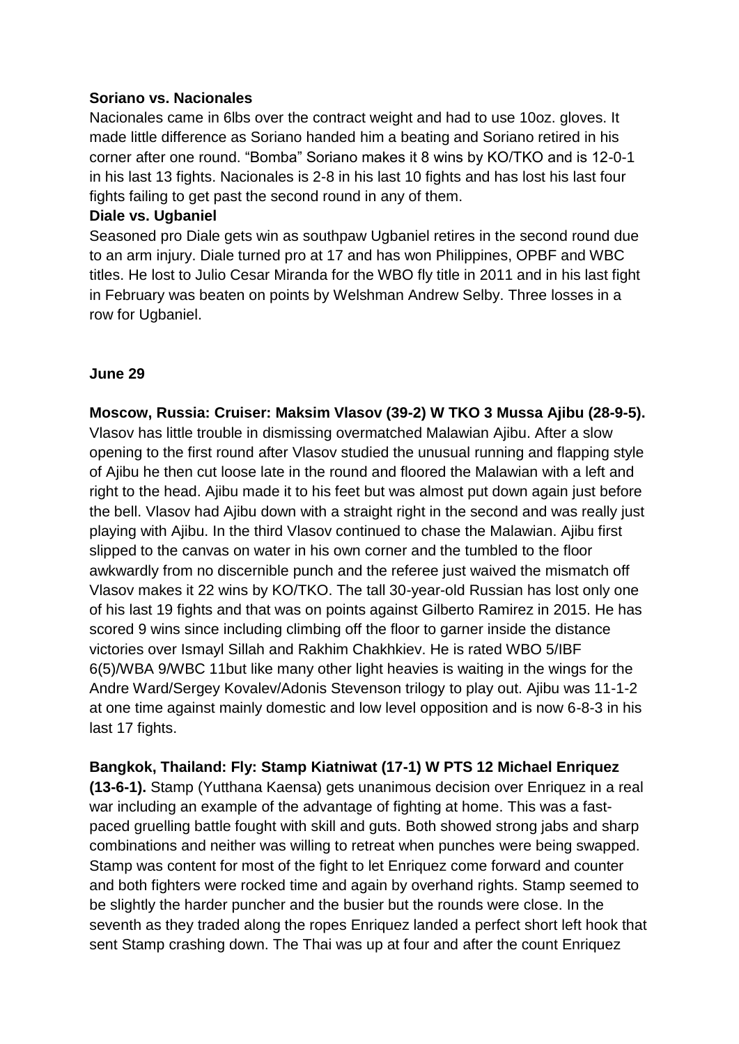**Soriano vs. Nacionales**
Nacionales came in 6lbs over the contract weight and had to use 10oz. gloves. It made little difference as Soriano handed him a beating and Soriano retired in his corner after one round. "Bomba" Soriano makes it 8 wins by KO/TKO and is 12-0-1 in his last 13 fights. Nacionales is 2-8 in his last 10 fights and has lost his last four fights failing to get past the second round in any of them.

**Diale vs. Ugbaniel**
Seasoned pro Diale gets win as southpaw Ugbaniel retires in the second round due to an arm injury. Diale turned pro at 17 and has won Philippines, OPBF and WBC titles. He lost to Julio Cesar Miranda for the WBO fly title in 2011 and in his last fight in February was beaten on points by Welshman Andrew Selby. Three losses in a row for Ugbaniel.

**June 29**

**Moscow, Russia: Cruiser: Maksim Vlasov (39-2) W TKO 3 Mussa Ajibu (28-9-5).** Vlasov has little trouble in dismissing overmatched Malawian Ajibu. After a slow opening to the first round after Vlasov studied the unusual running and flapping style of Ajibu he then cut loose late in the round and floored the Malawian with a left and right to the head. Ajibu made it to his feet but was almost put down again just before the bell. Vlasov had Ajibu down with a straight right in the second and was really just playing with Ajibu. In the third Vlasov continued to chase the Malawian. Ajibu first slipped to the canvas on water in his own corner and the tumbled to the floor awkwardly from no discernible punch and the referee just waived the mismatch off Vlasov makes it 22 wins by KO/TKO. The tall 30-year-old Russian has lost only one of his last 19 fights and that was on points against Gilberto Ramirez in 2015. He has scored 9 wins since including climbing off the floor to garner inside the distance victories over Ismayl Sillah and Rakhim Chakhkiev. He is rated WBO 5/IBF 6(5)/WBA 9/WBC 11but like many other light heavies is waiting in the wings for the Andre Ward/Sergey Kovalev/Adonis Stevenson trilogy to play out. Ajibu was 11-1-2 at one time against mainly domestic and low level opposition and is now 6-8-3 in his last 17 fights.

**Bangkok, Thailand: Fly: Stamp Kiatniwat (17-1) W PTS 12 Michael Enriquez (13-6-1).** Stamp (Yutthana Kaensa) gets unanimous decision over Enriquez in a real war including an example of the advantage of fighting at home. This was a fast-paced gruelling battle fought with skill and guts. Both showed strong jabs and sharp combinations and neither was willing to retreat when punches were being swapped. Stamp was content for most of the fight to let Enriquez come forward and counter and both fighters were rocked time and again by overhand rights. Stamp seemed to be slightly the harder puncher and the busier but the rounds were close. In the seventh as they traded along the ropes Enriquez landed a perfect short left hook that sent Stamp crashing down. The Thai was up at four and after the count Enriquez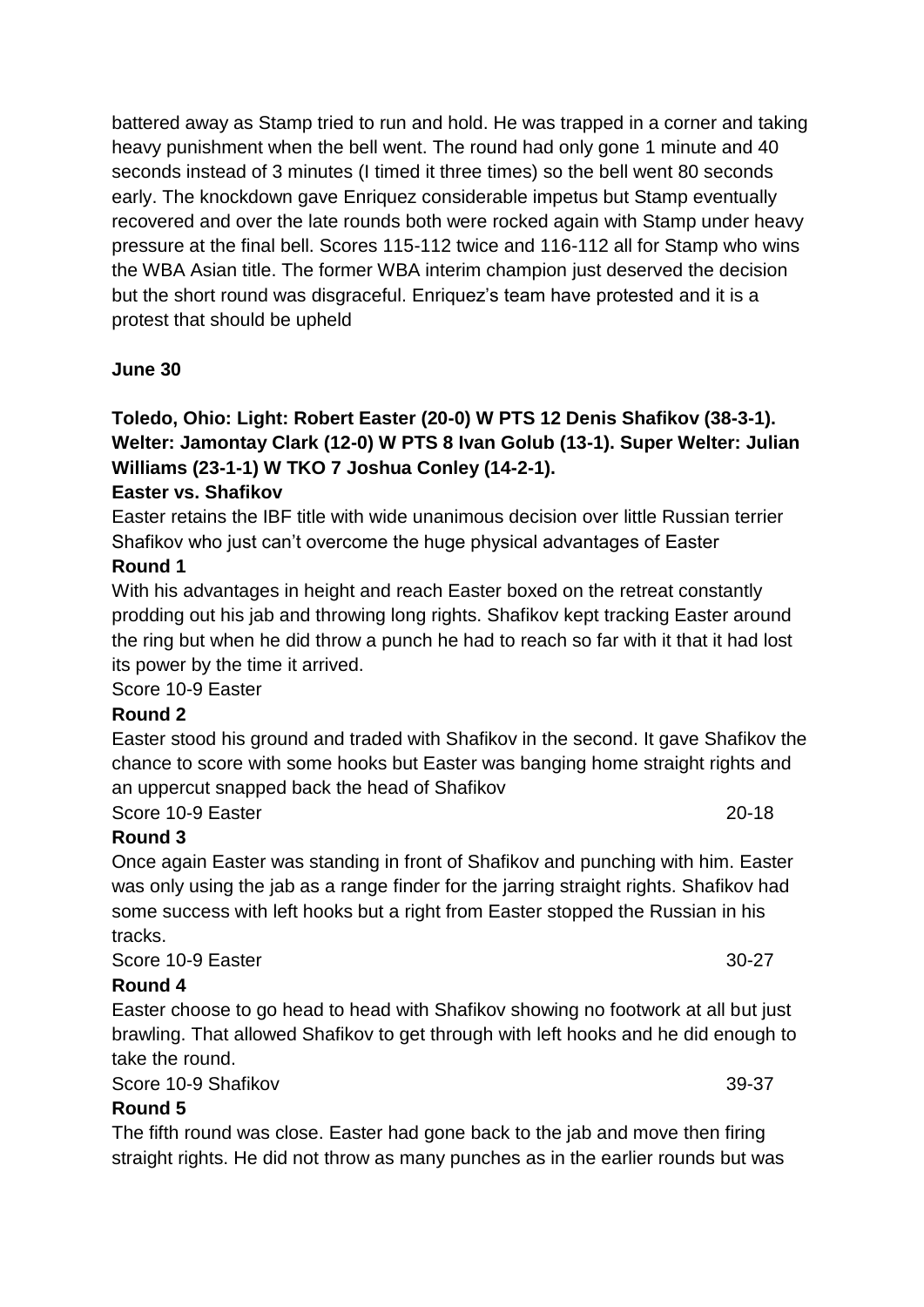battered away as Stamp tried to run and hold. He was trapped in a corner and taking heavy punishment when the bell went. The round had only gone 1 minute and 40 seconds instead of 3 minutes (I timed it three times) so the bell went 80 seconds early. The knockdown gave Enriquez considerable impetus but Stamp eventually recovered and over the late rounds both were rocked again with Stamp under heavy pressure at the final bell. Scores 115-112 twice and 116-112 all for Stamp who wins the WBA Asian title. The former WBA interim champion just deserved the decision but the short round was disgraceful. Enriquez's team have protested and it is a protest that should be upheld

**June 30**

**Toledo, Ohio: Light: Robert Easter (20-0) W PTS 12 Denis Shafikov (38-3-1). Welter: Jamontay Clark (12-0) W PTS 8 Ivan Golub (13-1). Super Welter: Julian Williams (23-1-1) W TKO 7 Joshua Conley (14-2-1).**

**Easter vs. Shafikov**

Easter retains the IBF title with wide unanimous decision over little Russian terrier Shafikov who just can't overcome the huge physical advantages of Easter

**Round 1**

With his advantages in height and reach Easter boxed on the retreat constantly prodding out his jab and throwing long rights. Shafikov kept tracking Easter around the ring but when he did throw a punch he had to reach so far with it that it had lost its power by the time it arrived.

Score 10-9 Easter

**Round 2**

Easter stood his ground and traded with Shafikov in the second. It gave Shafikov the chance to score with some hooks but Easter was banging home straight rights and an uppercut snapped back the head of Shafikov

Score 10-9 Easter 20-18

**Round 3**

Once again Easter was standing in front of Shafikov and punching with him. Easter was only using the jab as a range finder for the jarring straight rights. Shafikov had some success with left hooks but a right from Easter stopped the Russian in his tracks.

Score 10-9 Easter 30-27

**Round 4**

Easter choose to go head to head with Shafikov showing no footwork at all but just brawling. That allowed Shafikov to get through with left hooks and he did enough to take the round.

Score 10-9 Shafikov 39-37

**Round 5**

The fifth round was close. Easter had gone back to the jab and move then firing straight rights. He did not throw as many punches as in the earlier rounds but was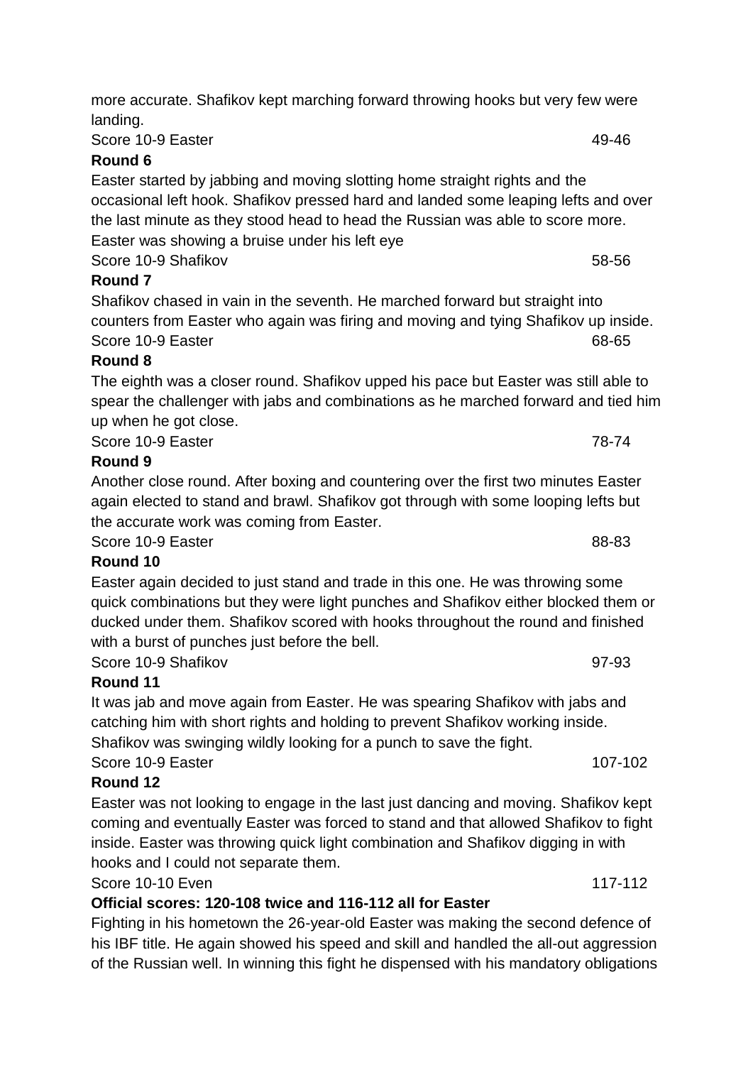more accurate. Shafikov kept marching forward throwing hooks but very few were landing.

Score 10-9 Easter 49-46

**Round 6**

Easter started by jabbing and moving slotting home straight rights and the occasional left hook. Shafikov pressed hard and landed some leaping lefts and over the last minute as they stood head to head the Russian was able to score more. Easter was showing a bruise under his left eye

Score 10-9 Shafikov 58-56

**Round 7**

Shafikov chased in vain in the seventh. He marched forward but straight into counters from Easter who again was firing and moving and tying Shafikov up inside.

Score 10-9 Easter 68-65

**Round 8**

The eighth was a closer round. Shafikov upped his pace but Easter was still able to spear the challenger with jabs and combinations as he marched forward and tied him up when he got close.

Score 10-9 Easter 78-74

**Round 9**

Another close round. After boxing and countering over the first two minutes Easter again elected to stand and brawl. Shafikov got through with some looping lefts but the accurate work was coming from Easter.

Score 10-9 Easter 88-83

**Round 10**

Easter again decided to just stand and trade in this one. He was throwing some quick combinations but they were light punches and Shafikov either blocked them or ducked under them. Shafikov scored with hooks throughout the round and finished with a burst of punches just before the bell.

Score 10-9 Shafikov 97-93

**Round 11**

It was jab and move again from Easter. He was spearing Shafikov with jabs and catching him with short rights and holding to prevent Shafikov working inside. Shafikov was swinging wildly looking for a punch to save the fight.

Score 10-9 Easter 107-102

**Round 12**

Easter was not looking to engage in the last just dancing and moving. Shafikov kept coming and eventually Easter was forced to stand and that allowed Shafikov to fight inside. Easter was throwing quick light combination and Shafikov digging in with hooks and I could not separate them.

Score 10-10 Even 117-112

**Official scores: 120-108 twice and 116-112 all for Easter**

Fighting in his hometown the 26-year-old Easter was making the second defence of his IBF title. He again showed his speed and skill and handled the all-out aggression of the Russian well. In winning this fight he dispensed with his mandatory obligations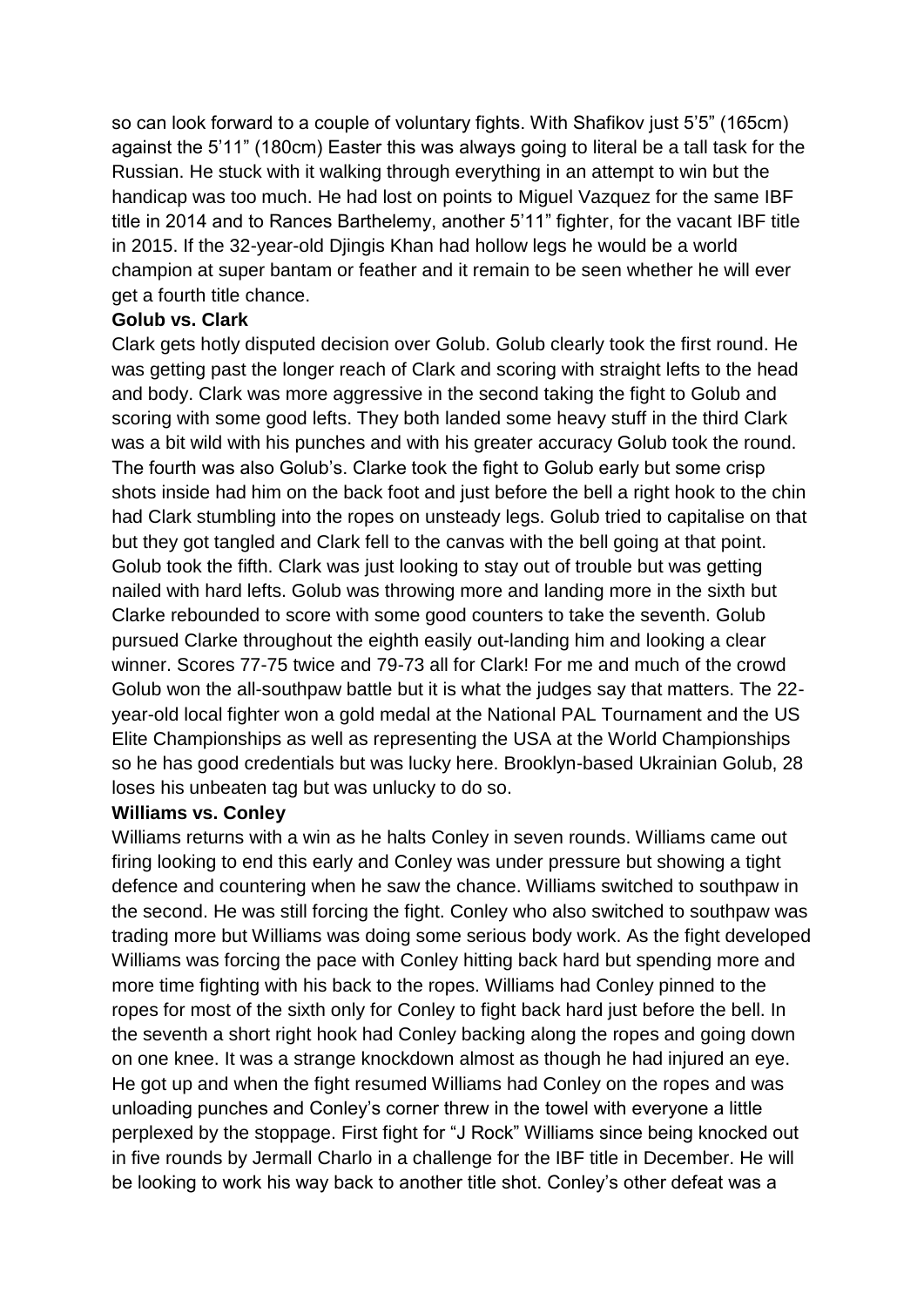so can look forward to a couple of voluntary fights. With Shafikov just 5'5" (165cm) against the 5'11" (180cm) Easter this was always going to literal be a tall task for the Russian. He stuck with it walking through everything in an attempt to win but the handicap was too much. He had lost on points to Miguel Vazquez for the same IBF title in 2014 and to Rances Barthelemy, another 5'11" fighter, for the vacant IBF title in 2015. If the 32-year-old Djingis Khan had hollow legs he would be a world champion at super bantam or feather and it remain to be seen whether he will ever get a fourth title chance.

**Golub vs. Clark**

Clark gets hotly disputed decision over Golub. Golub clearly took the first round. He was getting past the longer reach of Clark and scoring with straight lefts to the head and body. Clark was more aggressive in the second taking the fight to Golub and scoring with some good lefts. They both landed some heavy stuff in the third Clark was a bit wild with his punches and with his greater accuracy Golub took the round. The fourth was also Golub's. Clarke took the fight to Golub early but some crisp shots inside had him on the back foot and just before the bell a right hook to the chin had Clark stumbling into the ropes on unsteady legs. Golub tried to capitalise on that but they got tangled and Clark fell to the canvas with the bell going at that point. Golub took the fifth. Clark was just looking to stay out of trouble but was getting nailed with hard lefts. Golub was throwing more and landing more in the sixth but Clarke rebounded to score with some good counters to take the seventh. Golub pursued Clarke throughout the eighth easily out-landing him and looking a clear winner. Scores 77-75 twice and 79-73 all for Clark! For me and much of the crowd Golub won the all-southpaw battle but it is what the judges say that matters. The 22-year-old local fighter won a gold medal at the National PAL Tournament and the US Elite Championships as well as representing the USA at the World Championships so he has good credentials but was lucky here. Brooklyn-based Ukrainian Golub, 28 loses his unbeaten tag but was unlucky to do so.

**Williams vs. Conley**

Williams returns with a win as he halts Conley in seven rounds. Williams came out firing looking to end this early and Conley was under pressure but showing a tight defence and countering when he saw the chance. Williams switched to southpaw in the second. He was still forcing the fight. Conley who also switched to southpaw was trading more but Williams was doing some serious body work. As the fight developed Williams was forcing the pace with Conley hitting back hard but spending more and more time fighting with his back to the ropes. Williams had Conley pinned to the ropes for most of the sixth only for Conley to fight back hard just before the bell. In the seventh a short right hook had Conley backing along the ropes and going down on one knee. It was a strange knockdown almost as though he had injured an eye. He got up and when the fight resumed Williams had Conley on the ropes and was unloading punches and Conley's corner threw in the towel with everyone a little perplexed by the stoppage. First fight for "J Rock" Williams since being knocked out in five rounds by Jermall Charlo in a challenge for the IBF title in December. He will be looking to work his way back to another title shot. Conley's other defeat was a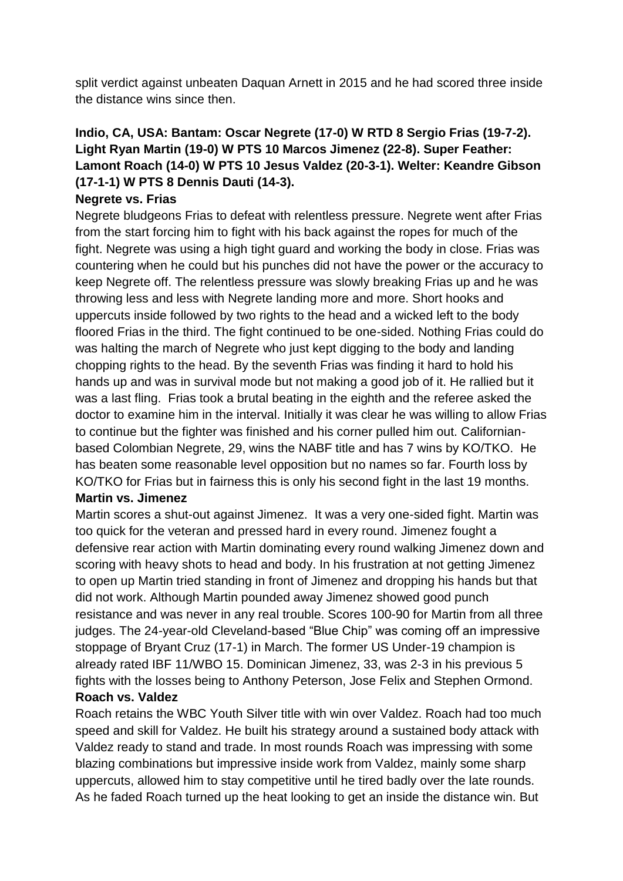split verdict against unbeaten Daquan Arnett in 2015 and he had scored three inside the distance wins since then.

**Indio, CA, USA: Bantam: Oscar Negrete (17-0) W RTD 8 Sergio Frias (19-7-2). Light Ryan Martin (19-0) W PTS 10 Marcos Jimenez (22-8). Super Feather: Lamont Roach (14-0) W PTS 10 Jesus Valdez (20-3-1). Welter: Keandre Gibson (17-1-1) W PTS 8 Dennis Dauti (14-3).**

**Negrete vs. Frias**

Negrete bludgeons Frias to defeat with relentless pressure. Negrete went after Frias from the start forcing him to fight with his back against the ropes for much of the fight. Negrete was using a high tight guard and working the body in close. Frias was countering when he could but his punches did not have the power or the accuracy to keep Negrete off. The relentless pressure was slowly breaking Frias up and he was throwing less and less with Negrete landing more and more. Short hooks and uppercuts inside followed by two rights to the head and a wicked left to the body floored Frias in the third. The fight continued to be one-sided. Nothing Frias could do was halting the march of Negrete who just kept digging to the body and landing chopping rights to the head. By the seventh Frias was finding it hard to hold his hands up and was in survival mode but not making a good job of it. He rallied but it was a last fling. Frias took a brutal beating in the eighth and the referee asked the doctor to examine him in the interval. Initially it was clear he was willing to allow Frias to continue but the fighter was finished and his corner pulled him out. Californian-based Colombian Negrete, 29, wins the NABF title and has 7 wins by KO/TKO. He has beaten some reasonable level opposition but no names so far. Fourth loss by KO/TKO for Frias but in fairness this is only his second fight in the last 19 months.

**Martin vs. Jimenez**

Martin scores a shut-out against Jimenez. It was a very one-sided fight. Martin was too quick for the veteran and pressed hard in every round. Jimenez fought a defensive rear action with Martin dominating every round walking Jimenez down and scoring with heavy shots to head and body. In his frustration at not getting Jimenez to open up Martin tried standing in front of Jimenez and dropping his hands but that did not work. Although Martin pounded away Jimenez showed good punch resistance and was never in any real trouble. Scores 100-90 for Martin from all three judges. The 24-year-old Cleveland-based "Blue Chip" was coming off an impressive stoppage of Bryant Cruz (17-1) in March. The former US Under-19 champion is already rated IBF 11/WBO 15. Dominican Jimenez, 33, was 2-3 in his previous 5 fights with the losses being to Anthony Peterson, Jose Felix and Stephen Ormond.

**Roach vs. Valdez**

Roach retains the WBC Youth Silver title with win over Valdez. Roach had too much speed and skill for Valdez. He built his strategy around a sustained body attack with Valdez ready to stand and trade. In most rounds Roach was impressing with some blazing combinations but impressive inside work from Valdez, mainly some sharp uppercuts, allowed him to stay competitive until he tired badly over the late rounds. As he faded Roach turned up the heat looking to get an inside the distance win. But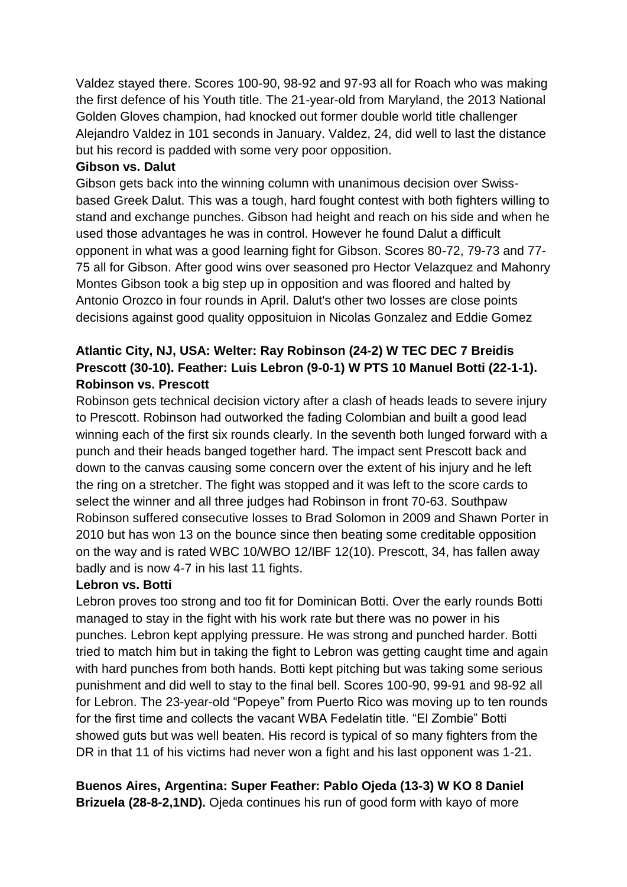Valdez stayed there. Scores 100-90, 98-92 and 97-93 all for Roach who was making the first defence of his Youth title. The 21-year-old from Maryland, the 2013 National Golden Gloves champion, had knocked out former double world title challenger Alejandro Valdez in 101 seconds in January. Valdez, 24, did well to last the distance but his record is padded with some very poor opposition.

**Gibson vs. Dalut**

Gibson gets back into the winning column with unanimous decision over Swiss-based Greek Dalut. This was a tough, hard fought contest with both fighters willing to stand and exchange punches. Gibson had height and reach on his side and when he used those advantages he was in control. However he found Dalut a difficult opponent in what was a good learning fight for Gibson. Scores 80-72, 79-73 and 77-75 all for Gibson. After good wins over seasoned pro Hector Velazquez and Mahonry Montes Gibson took a big step up in opposition and was floored and halted by Antonio Orozco in four rounds in April. Dalut's other two losses are close points decisions against good quality opposituion in Nicolas Gonzalez and Eddie Gomez

**Atlantic City, NJ, USA: Welter: Ray Robinson (24-2) W TEC DEC 7 Breidis Prescott (30-10). Feather: Luis Lebron (9-0-1) W PTS 10 Manuel Botti (22-1-1). Robinson vs. Prescott**

Robinson gets technical decision victory after a clash of heads leads to severe injury to Prescott. Robinson had outworked the fading Colombian and built a good lead winning each of the first six rounds clearly. In the seventh both lunged forward with a punch and their heads banged together hard. The impact sent Prescott back and down to the canvas causing some concern over the extent of his injury and he left the ring on a stretcher. The fight was stopped and it was left to the score cards to select the winner and all three judges had Robinson in front 70-63. Southpaw Robinson suffered consecutive losses to Brad Solomon in 2009 and Shawn Porter in 2010 but has won 13 on the bounce since then beating some creditable opposition on the way and is rated WBC 10/WBO 12/IBF 12(10). Prescott, 34, has fallen away badly and is now 4-7 in his last 11 fights.

**Lebron vs. Botti**

Lebron proves too strong and too fit for Dominican Botti. Over the early rounds Botti managed to stay in the fight with his work rate but there was no power in his punches. Lebron kept applying pressure. He was strong and punched harder. Botti tried to match him but in taking the fight to Lebron was getting caught time and again with hard punches from both hands. Botti kept pitching but was taking some serious punishment and did well to stay to the final bell. Scores 100-90, 99-91 and 98-92 all for Lebron. The 23-year-old "Popeye" from Puerto Rico was moving up to ten rounds for the first time and collects the vacant WBA Fedelatin title. "El Zombie" Botti showed guts but was well beaten. His record is typical of so many fighters from the DR in that 11 of his victims had never won a fight and his last opponent was 1-21.

**Buenos Aires, Argentina: Super Feather: Pablo Ojeda (13-3) W KO 8 Daniel Brizuela (28-8-2,1ND).** Ojeda continues his run of good form with kayo of more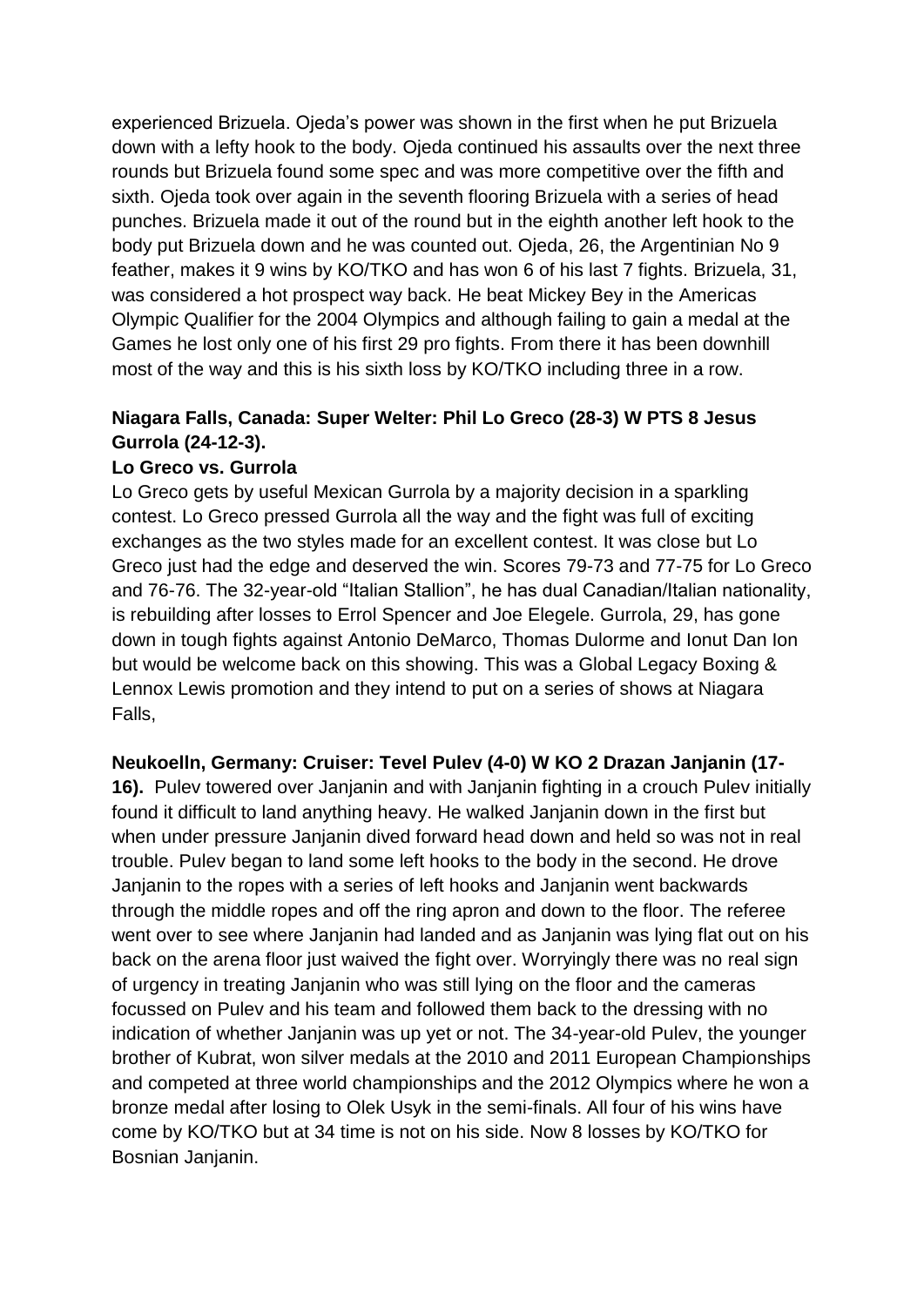experienced Brizuela. Ojeda's power was shown in the first when he put Brizuela down with a lefty hook to the body. Ojeda continued his assaults over the next three rounds but Brizuela found some spec and was more competitive over the fifth and sixth. Ojeda took over again in the seventh flooring Brizuela with a series of head punches. Brizuela made it out of the round but in the eighth another left hook to the body put Brizuela down and he was counted out. Ojeda, 26, the Argentinian No 9 feather, makes it 9 wins by KO/TKO and has won 6 of his last 7 fights. Brizuela, 31, was considered a hot prospect way back. He beat Mickey Bey in the Americas Olympic Qualifier for the 2004 Olympics and although failing to gain a medal at the Games he lost only one of his first 29 pro fights. From there it has been downhill most of the way and this is his sixth loss by KO/TKO including three in a row.

**Niagara Falls, Canada: Super Welter: Phil Lo Greco (28-3) W PTS 8 Jesus Gurrola (24-12-3).**

**Lo Greco vs. Gurrola**

Lo Greco gets by useful Mexican Gurrola by a majority decision in a sparkling contest. Lo Greco pressed Gurrola all the way and the fight was full of exciting exchanges as the two styles made for an excellent contest. It was close but Lo Greco just had the edge and deserved the win. Scores 79-73 and 77-75 for Lo Greco and 76-76. The 32-year-old "Italian Stallion", he has dual Canadian/Italian nationality, is rebuilding after losses to Errol Spencer and Joe Elegele. Gurrola, 29, has gone down in tough fights against Antonio DeMarco, Thomas Dulorme and Ionut Dan Ion but would be welcome back on this showing. This was a Global Legacy Boxing & Lennox Lewis promotion and they intend to put on a series of shows at Niagara Falls,

**Neukoelln, Germany: Cruiser: Tevel Pulev (4-0) W KO 2 Drazan Janjanin (17-16).** Pulev towered over Janjanin and with Janjanin fighting in a crouch Pulev initially found it difficult to land anything heavy. He walked Janjanin down in the first but when under pressure Janjanin dived forward head down and held so was not in real trouble. Pulev began to land some left hooks to the body in the second. He drove Janjanin to the ropes with a series of left hooks and Janjanin went backwards through the middle ropes and off the ring apron and down to the floor. The referee went over to see where Janjanin had landed and as Janjanin was lying flat out on his back on the arena floor just waived the fight over. Worryingly there was no real sign of urgency in treating Janjanin who was still lying on the floor and the cameras focussed on Pulev and his team and followed them back to the dressing with no indication of whether Janjanin was up yet or not. The 34-year-old Pulev, the younger brother of Kubrat, won silver medals at the 2010 and 2011 European Championships and competed at three world championships and the 2012 Olympics where he won a bronze medal after losing to Olek Usyk in the semi-finals. All four of his wins have come by KO/TKO but at 34 time is not on his side. Now 8 losses by KO/TKO for Bosnian Janjanin.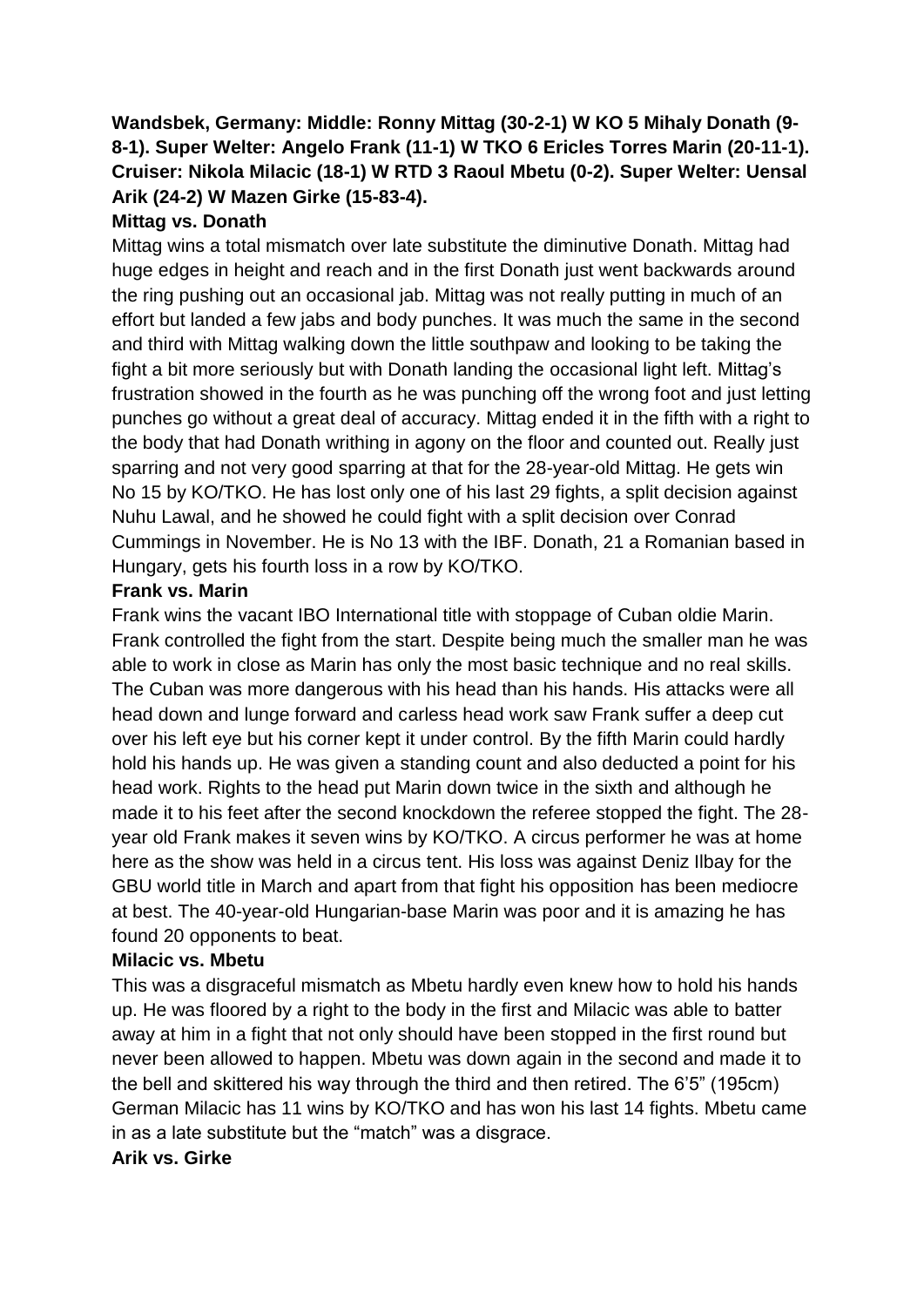**Wandsbek, Germany: Middle: Ronny Mittag (30-2-1) W KO 5 Mihaly Donath (9-8-1). Super Welter: Angelo Frank (11-1) W TKO 6 Ericles Torres Marin (20-11-1). Cruiser: Nikola Milacic (18-1) W RTD 3 Raoul Mbetu (0-2). Super Welter: Uensal Arik (24-2) W Mazen Girke (15-83-4).**

**Mittag vs. Donath**

Mittag wins a total mismatch over late substitute the diminutive Donath. Mittag had huge edges in height and reach and in the first Donath just went backwards around the ring pushing out an occasional jab. Mittag was not really putting in much of an effort but landed a few jabs and body punches. It was much the same in the second and third with Mittag walking down the little southpaw and looking to be taking the fight a bit more seriously but with Donath landing the occasional light left. Mittag's frustration showed in the fourth as he was punching off the wrong foot and just letting punches go without a great deal of accuracy. Mittag ended it in the fifth with a right to the body that had Donath writhing in agony on the floor and counted out. Really just sparring and not very good sparring at that for the 28-year-old Mittag. He gets win No 15 by KO/TKO. He has lost only one of his last 29 fights, a split decision against Nuhu Lawal, and he showed he could fight with a split decision over Conrad Cummings in November. He is No 13 with the IBF. Donath, 21 a Romanian based in Hungary, gets his fourth loss in a row by KO/TKO.

**Frank vs. Marin**

Frank wins the vacant IBO International title with stoppage of Cuban oldie Marin. Frank controlled the fight from the start. Despite being much the smaller man he was able to work in close as Marin has only the most basic technique and no real skills. The Cuban was more dangerous with his head than his hands. His attacks were all head down and lunge forward and carless head work saw Frank suffer a deep cut over his left eye but his corner kept it under control. By the fifth Marin could hardly hold his hands up. He was given a standing count and also deducted a point for his head work. Rights to the head put Marin down twice in the sixth and although he made it to his feet after the second knockdown the referee stopped the fight. The 28-year old Frank makes it seven wins by KO/TKO. A circus performer he was at home here as the show was held in a circus tent. His loss was against Deniz Ilbay for the GBU world title in March and apart from that fight his opposition has been mediocre at best. The 40-year-old Hungarian-base Marin was poor and it is amazing he has found 20 opponents to beat.

**Milacic vs. Mbetu**

This was a disgraceful mismatch as Mbetu hardly even knew how to hold his hands up. He was floored by a right to the body in the first and Milacic was able to batter away at him in a fight that not only should have been stopped in the first round but never been allowed to happen. Mbetu was down again in the second and made it to the bell and skittered his way through the third and then retired. The 6'5" (195cm) German Milacic has 11 wins by KO/TKO and has won his last 14 fights. Mbetu came in as a late substitute but the "match" was a disgrace.

**Arik vs. Girke**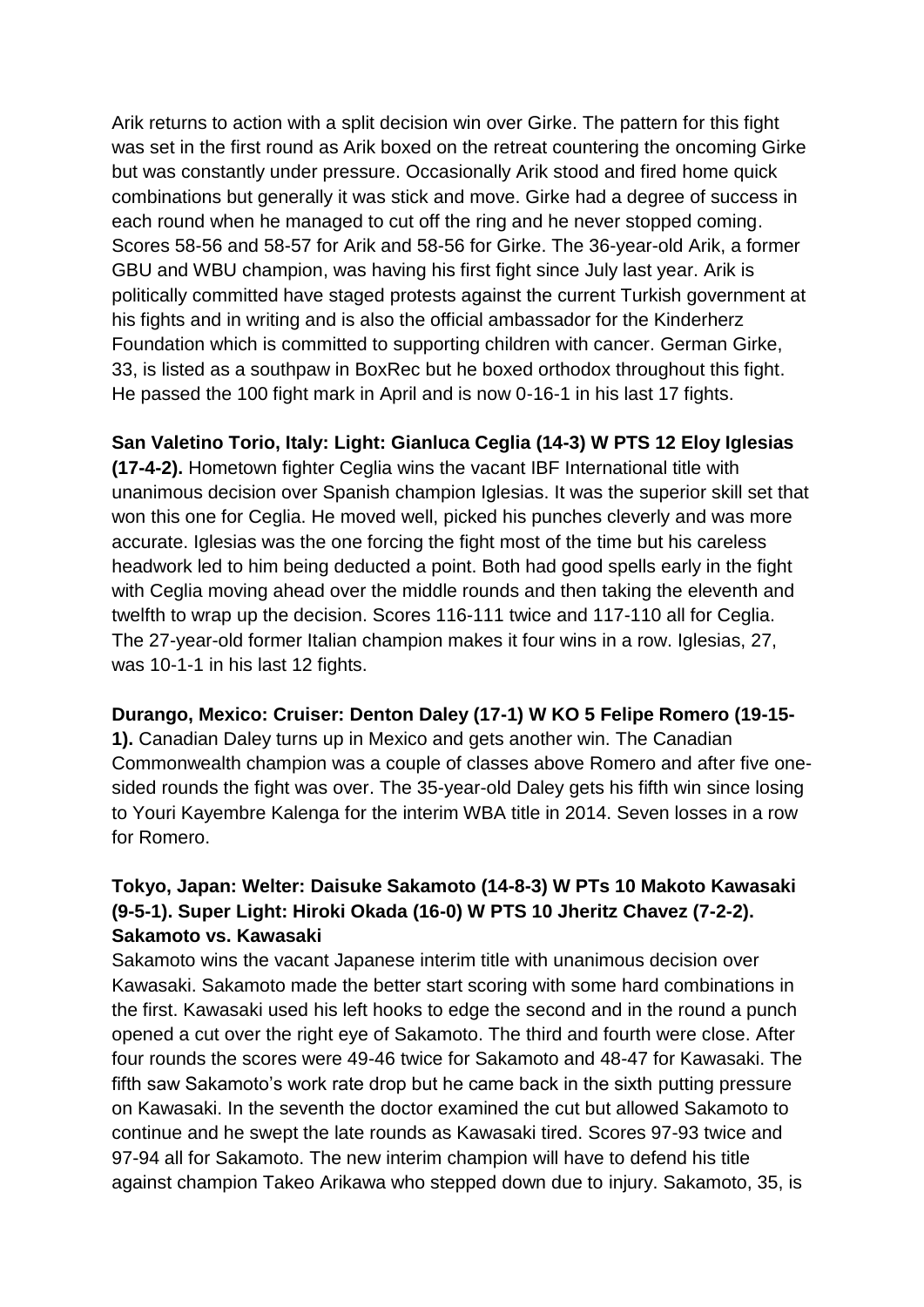Arik returns to action with a split decision win over Girke. The pattern for this fight was set in the first round as Arik boxed on the retreat countering the oncoming Girke but was constantly under pressure. Occasionally Arik stood and fired home quick combinations but generally it was stick and move. Girke had a degree of success in each round when he managed to cut off the ring and he never stopped coming. Scores 58-56 and 58-57 for Arik and 58-56 for Girke. The 36-year-old Arik, a former GBU and WBU champion, was having his first fight since July last year. Arik is politically committed have staged protests against the current Turkish government at his fights and in writing and is also the official ambassador for the Kinderherz Foundation which is committed to supporting children with cancer. German Girke, 33, is listed as a southpaw in BoxRec but he boxed orthodox throughout this fight. He passed the 100 fight mark in April and is now 0-16-1 in his last 17 fights.

**San Valetino Torio, Italy: Light: Gianluca Ceglia (14-3) W PTS 12 Eloy Iglesias (17-4-2).** Hometown fighter Ceglia wins the vacant IBF International title with unanimous decision over Spanish champion Iglesias. It was the superior skill set that won this one for Ceglia. He moved well, picked his punches cleverly and was more accurate. Iglesias was the one forcing the fight most of the time but his careless headwork led to him being deducted a point. Both had good spells early in the fight with Ceglia moving ahead over the middle rounds and then taking the eleventh and twelfth to wrap up the decision. Scores 116-111 twice and 117-110 all for Ceglia. The 27-year-old former Italian champion makes it four wins in a row. Iglesias, 27, was 10-1-1 in his last 12 fights.

**Durango, Mexico: Cruiser: Denton Daley (17-1) W KO 5 Felipe Romero (19-15-1).** Canadian Daley turns up in Mexico and gets another win. The Canadian Commonwealth champion was a couple of classes above Romero and after five one-sided rounds the fight was over. The 35-year-old Daley gets his fifth win since losing to Youri Kayembre Kalenga for the interim WBA title in 2014. Seven losses in a row for Romero.

**Tokyo, Japan: Welter: Daisuke Sakamoto (14-8-3) W PTs 10 Makoto Kawasaki (9-5-1). Super Light: Hiroki Okada (16-0) W PTS 10 Jheritz Chavez (7-2-2). Sakamoto vs. Kawasaki**

Sakamoto wins the vacant Japanese interim title with unanimous decision over Kawasaki. Sakamoto made the better start scoring with some hard combinations in the first. Kawasaki used his left hooks to edge the second and in the round a punch opened a cut over the right eye of Sakamoto. The third and fourth were close. After four rounds the scores were 49-46 twice for Sakamoto and 48-47 for Kawasaki. The fifth saw Sakamoto's work rate drop but he came back in the sixth putting pressure on Kawasaki. In the seventh the doctor examined the cut but allowed Sakamoto to continue and he swept the late rounds as Kawasaki tired. Scores 97-93 twice and 97-94 all for Sakamoto. The new interim champion will have to defend his title against champion Takeo Arikawa who stepped down due to injury. Sakamoto, 35, is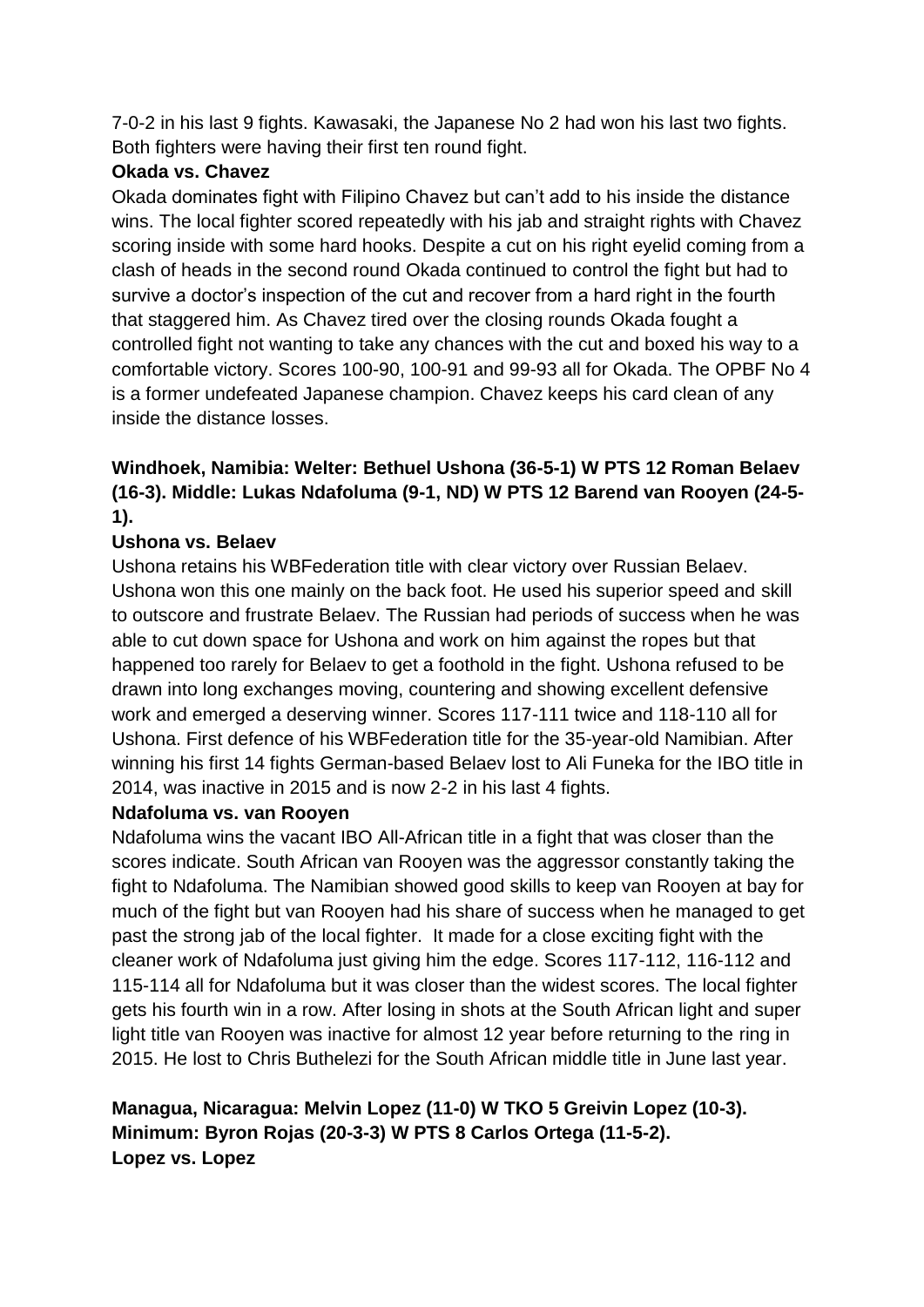7-0-2 in his last 9 fights. Kawasaki, the Japanese No 2 had won his last two fights. Both fighters were having their first ten round fight.

**Okada vs. Chavez**

Okada dominates fight with Filipino Chavez but can't add to his inside the distance wins. The local fighter scored repeatedly with his jab and straight rights with Chavez scoring inside with some hard hooks. Despite a cut on his right eyelid coming from a clash of heads in the second round Okada continued to control the fight but had to survive a doctor's inspection of the cut and recover from a hard right in the fourth that staggered him. As Chavez tired over the closing rounds Okada fought a controlled fight not wanting to take any chances with the cut and boxed his way to a comfortable victory. Scores 100-90, 100-91 and 99-93 all for Okada. The OPBF No 4 is a former undefeated Japanese champion. Chavez keeps his card clean of any inside the distance losses.

**Windhoek, Namibia: Welter: Bethuel Ushona (36-5-1) W PTS 12 Roman Belaev (16-3). Middle: Lukas Ndafoluma (9-1, ND) W PTS 12 Barend van Rooyen (24-5-1).**

**Ushona vs. Belaev**

Ushona retains his WBFederation title with clear victory over Russian Belaev. Ushona won this one mainly on the back foot. He used his superior speed and skill to outscore and frustrate Belaev. The Russian had periods of success when he was able to cut down space for Ushona and work on him against the ropes but that happened too rarely for Belaev to get a foothold in the fight. Ushona refused to be drawn into long exchanges moving, countering and showing excellent defensive work and emerged a deserving winner. Scores 117-111 twice and 118-110 all for Ushona. First defence of his WBFederation title for the 35-year-old Namibian. After winning his first 14 fights German-based Belaev lost to Ali Funeka for the IBO title in 2014, was inactive in 2015 and is now 2-2 in his last 4 fights.

**Ndafoluma vs. van Rooyen**

Ndafoluma wins the vacant IBO All-African title in a fight that was closer than the scores indicate. South African van Rooyen was the aggressor constantly taking the fight to Ndafoluma. The Namibian showed good skills to keep van Rooyen at bay for much of the fight but van Rooyen had his share of success when he managed to get past the strong jab of the local fighter. It made for a close exciting fight with the cleaner work of Ndafoluma just giving him the edge. Scores 117-112, 116-112 and 115-114 all for Ndafoluma but it was closer than the widest scores. The local fighter gets his fourth win in a row. After losing in shots at the South African light and super light title van Rooyen was inactive for almost 12 year before returning to the ring in 2015. He lost to Chris Buthelezi for the South African middle title in June last year.

**Managua, Nicaragua: Melvin Lopez (11-0) W TKO 5 Greivin Lopez (10-3). Minimum: Byron Rojas (20-3-3) W PTS 8 Carlos Ortega (11-5-2).**

**Lopez vs. Lopez**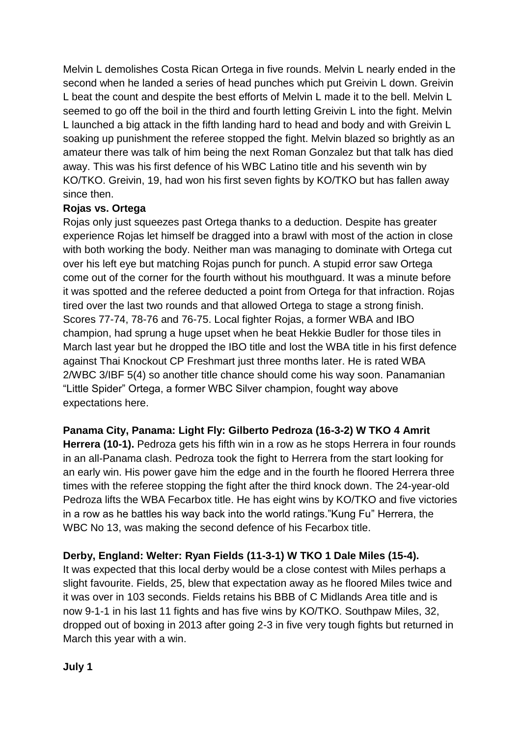Melvin L demolishes Costa Rican Ortega in five rounds. Melvin L nearly ended in the second when he landed a series of head punches which put Greivin L down. Greivin L beat the count and despite the best efforts of Melvin L made it to the bell. Melvin L seemed to go off the boil in the third and fourth letting Greivin L into the fight. Melvin L launched a big attack in the fifth landing hard to head and body and with Greivin L soaking up punishment the referee stopped the fight. Melvin blazed so brightly as an amateur there was talk of him being the next Roman Gonzalez but that talk has died away. This was his first defence of his WBC Latino title and his seventh win by KO/TKO. Greivin, 19, had won his first seven fights by KO/TKO but has fallen away since then.

**Rojas vs. Ortega**

Rojas only just squeezes past Ortega thanks to a deduction. Despite has greater experience Rojas let himself be dragged into a brawl with most of the action in close with both working the body. Neither man was managing to dominate with Ortega cut over his left eye but matching Rojas punch for punch. A stupid error saw Ortega come out of the corner for the fourth without his mouthguard. It was a minute before it was spotted and the referee deducted a point from Ortega for that infraction. Rojas tired over the last two rounds and that allowed Ortega to stage a strong finish. Scores 77-74, 78-76 and 76-75. Local fighter Rojas, a former WBA and IBO champion, had sprung a huge upset when he beat Hekkie Budler for those tiles in March last year but he dropped the IBO title and lost the WBA title in his first defence against Thai Knockout CP Freshmart just three months later. He is rated WBA 2/WBC 3/IBF 5(4) so another title chance should come his way soon. Panamanian "Little Spider" Ortega, a former WBC Silver champion, fought way above expectations here.

**Panama City, Panama: Light Fly: Gilberto Pedroza (16-3-2) W TKO 4 Amrit Herrera (10-1).** Pedroza gets his fifth win in a row as he stops Herrera in four rounds in an all-Panama clash. Pedroza took the fight to Herrera from the start looking for an early win. His power gave him the edge and in the fourth he floored Herrera three times with the referee stopping the fight after the third knock down. The 24-year-old Pedroza lifts the WBA Fecarbox title. He has eight wins by KO/TKO and five victories in a row as he battles his way back into the world ratings."Kung Fu" Herrera, the WBC No 13, was making the second defence of his Fecarbox title.

**Derby, England: Welter: Ryan Fields (11-3-1) W TKO 1 Dale Miles (15-4).**
It was expected that this local derby would be a close contest with Miles perhaps a slight favourite. Fields, 25, blew that expectation away as he floored Miles twice and it was over in 103 seconds. Fields retains his BBB of C Midlands Area title and is now 9-1-1 in his last 11 fights and has five wins by KO/TKO. Southpaw Miles, 32, dropped out of boxing in 2013 after going 2-3 in five very tough fights but returned in March this year with a win.

**July 1**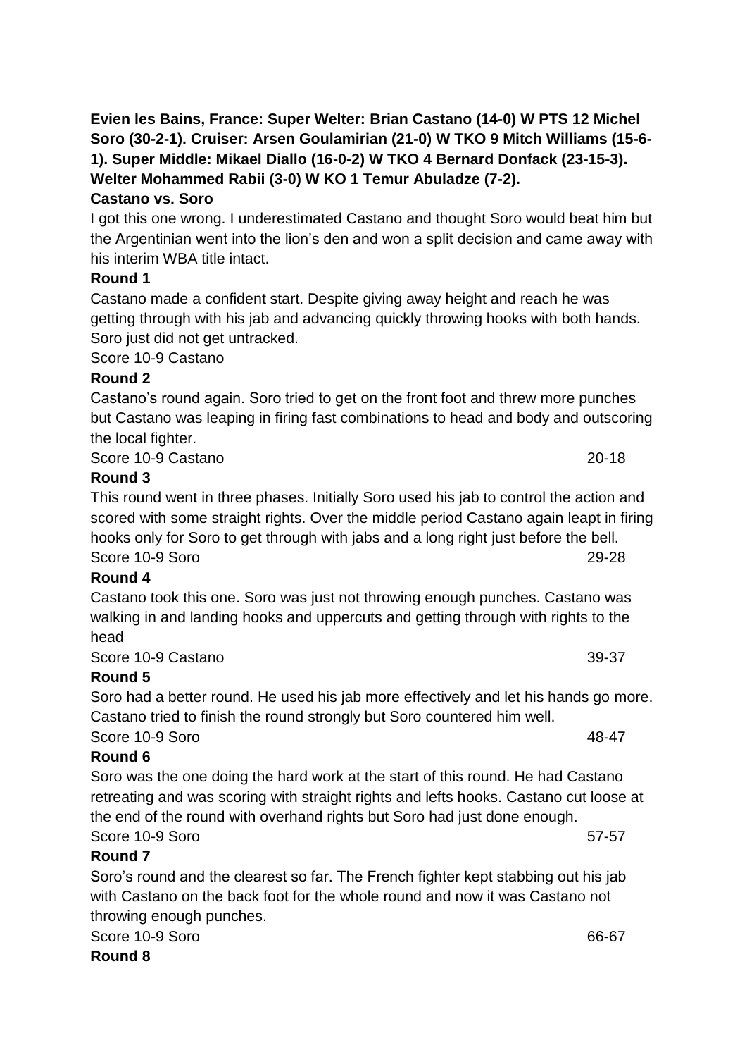**Evien les Bains, France: Super Welter: Brian Castano (14-0) W PTS 12 Michel Soro (30-2-1). Cruiser: Arsen Goulamirian (21-0) W TKO 9 Mitch Williams (15-6-1). Super Middle: Mikael Diallo (16-0-2) W TKO 4 Bernard Donfack (23-15-3). Welter Mohammed Rabii (3-0) W KO 1 Temur Abuladze (7-2).**

**Castano vs. Soro**

I got this one wrong. I underestimated Castano and thought Soro would beat him but the Argentinian went into the lion's den and won a split decision and came away with his interim WBA title intact.

**Round 1**

Castano made a confident start. Despite giving away height and reach he was getting through with his jab and advancing quickly throwing hooks with both hands. Soro just did not get untracked.

Score 10-9 Castano

**Round 2**

Castano's round again. Soro tried to get on the front foot and threw more punches but Castano was leaping in firing fast combinations to head and body and outscoring the local fighter.

Score 10-9 Castano 20-18

**Round 3**

This round went in three phases. Initially Soro used his jab to control the action and scored with some straight rights. Over the middle period Castano again leapt in firing hooks only for Soro to get through with jabs and a long right just before the bell.

Score 10-9 Soro 29-28

**Round 4**

Castano took this one. Soro was just not throwing enough punches. Castano was walking in and landing hooks and uppercuts and getting through with rights to the head

Score 10-9 Castano 39-37

**Round 5**

Soro had a better round. He used his jab more effectively and let his hands go more. Castano tried to finish the round strongly but Soro countered him well.

Score 10-9 Soro 48-47

**Round 6**

Soro was the one doing the hard work at the start of this round. He had Castano retreating and was scoring with straight rights and lefts hooks. Castano cut loose at the end of the round with overhand rights but Soro had just done enough.

Score 10-9 Soro 57-57

**Round 7**

Soro's round and the clearest so far. The French fighter kept stabbing out his jab with Castano on the back foot for the whole round and now it was Castano not throwing enough punches.

Score 10-9 Soro 66-67

**Round 8**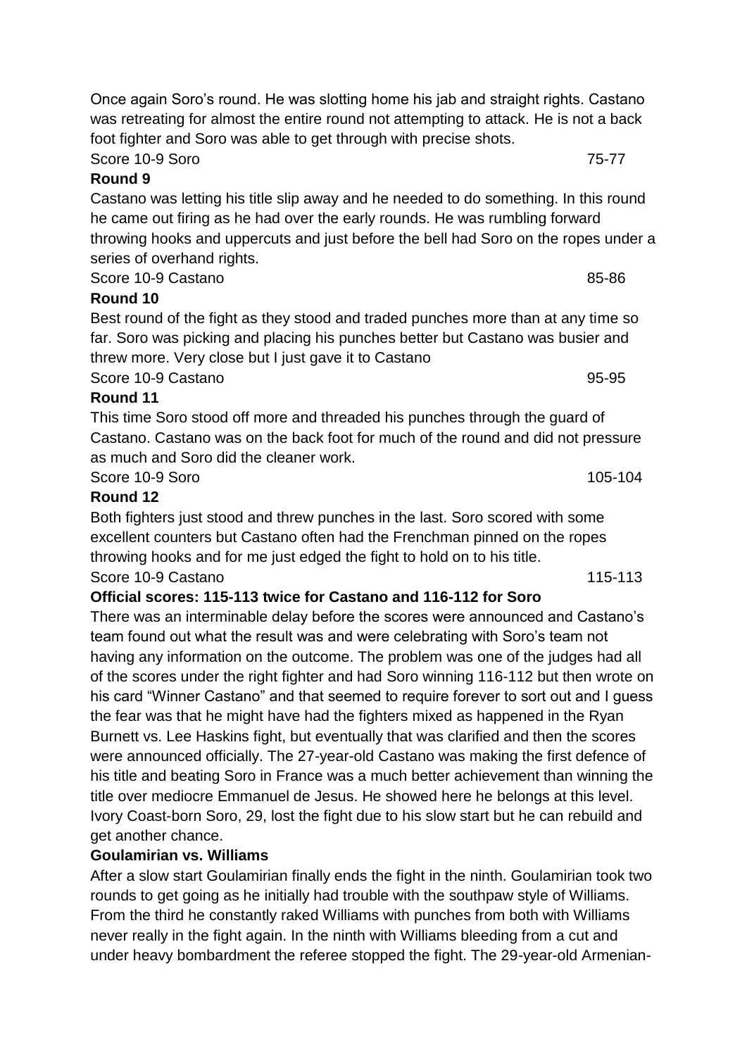Once again Soro's round. He was slotting home his jab and straight rights. Castano was retreating for almost the entire round not attempting to attack. He is not a back foot fighter and Soro was able to get through with precise shots.

Score 10-9 Soro 75-77

**Round 9**

Castano was letting his title slip away and he needed to do something. In this round he came out firing as he had over the early rounds. He was rumbling forward throwing hooks and uppercuts and just before the bell had Soro on the ropes under a series of overhand rights.

Score 10-9 Castano 85-86

**Round 10**

Best round of the fight as they stood and traded punches more than at any time so far. Soro was picking and placing his punches better but Castano was busier and threw more. Very close but I just gave it to Castano

Score 10-9 Castano 95-95

**Round 11**

This time Soro stood off more and threaded his punches through the guard of Castano. Castano was on the back foot for much of the round and did not pressure as much and Soro did the cleaner work.

Score 10-9 Soro 105-104

**Round 12**

Both fighters just stood and threw punches in the last. Soro scored with some excellent counters but Castano often had the Frenchman pinned on the ropes throwing hooks and for me just edged the fight to hold on to his title.

Score 10-9 Castano 115-113

**Official scores: 115-113 twice for Castano and 116-112 for Soro**

There was an interminable delay before the scores were announced and Castano's team found out what the result was and were celebrating with Soro's team not having any information on the outcome. The problem was one of the judges had all of the scores under the right fighter and had Soro winning 116-112 but then wrote on his card "Winner Castano" and that seemed to require forever to sort out and I guess the fear was that he might have had the fighters mixed as happened in the Ryan Burnett vs. Lee Haskins fight, but eventually that was clarified and then the scores were announced officially. The 27-year-old Castano was making the first defence of his title and beating Soro in France was a much better achievement than winning the title over mediocre Emmanuel de Jesus. He showed here he belongs at this level. Ivory Coast-born Soro, 29, lost the fight due to his slow start but he can rebuild and get another chance.

**Goulamirian vs. Williams**

After a slow start Goulamirian finally ends the fight in the ninth. Goulamirian took two rounds to get going as he initially had trouble with the southpaw style of Williams. From the third he constantly raked Williams with punches from both with Williams never really in the fight again. In the ninth with Williams bleeding from a cut and under heavy bombardment the referee stopped the fight. The 29-year-old Armenian-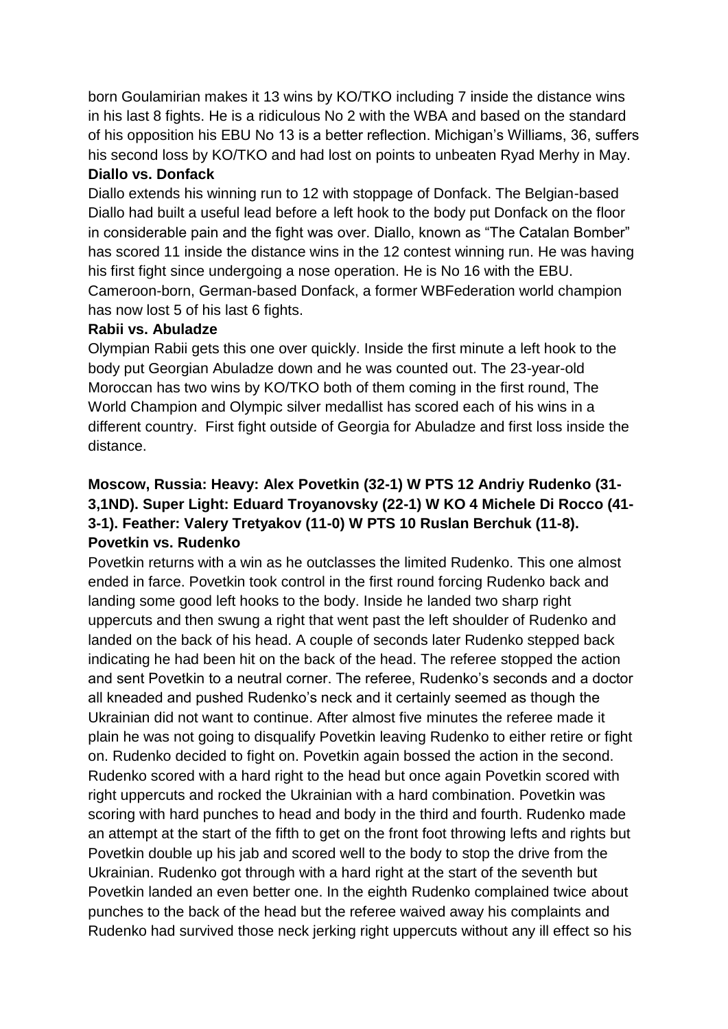born Goulamirian makes it 13 wins by KO/TKO including 7 inside the distance wins in his last 8 fights. He is a ridiculous No 2 with the WBA and based on the standard of his opposition his EBU No 13 is a better reflection. Michigan's Williams, 36, suffers his second loss by KO/TKO and had lost on points to unbeaten Ryad Merhy in May.

**Diallo vs. Donfack**

Diallo extends his winning run to 12 with stoppage of Donfack. The Belgian-based Diallo had built a useful lead before a left hook to the body put Donfack on the floor in considerable pain and the fight was over. Diallo, known as "The Catalan Bomber" has scored 11 inside the distance wins in the 12 contest winning run. He was having his first fight since undergoing a nose operation. He is No 16 with the EBU. Cameroon-born, German-based Donfack, a former WBFederation world champion has now lost 5 of his last 6 fights.

**Rabii vs. Abuladze**

Olympian Rabii gets this one over quickly. Inside the first minute a left hook to the body put Georgian Abuladze down and he was counted out. The 23-year-old Moroccan has two wins by KO/TKO both of them coming in the first round, The World Champion and Olympic silver medallist has scored each of his wins in a different country. First fight outside of Georgia for Abuladze and first loss inside the distance.

**Moscow, Russia: Heavy: Alex Povetkin (32-1) W PTS 12 Andriy Rudenko (31-3,1ND). Super Light: Eduard Troyanovsky (22-1) W KO 4 Michele Di Rocco (41-3-1). Feather: Valery Tretyakov (11-0) W PTS 10 Ruslan Berchuk (11-8).**

**Povetkin vs. Rudenko**

Povetkin returns with a win as he outclasses the limited Rudenko. This one almost ended in farce. Povetkin took control in the first round forcing Rudenko back and landing some good left hooks to the body. Inside he landed two sharp right uppercuts and then swung a right that went past the left shoulder of Rudenko and landed on the back of his head. A couple of seconds later Rudenko stepped back indicating he had been hit on the back of the head. The referee stopped the action and sent Povetkin to a neutral corner. The referee, Rudenko's seconds and a doctor all kneaded and pushed Rudenko's neck and it certainly seemed as though the Ukrainian did not want to continue. After almost five minutes the referee made it plain he was not going to disqualify Povetkin leaving Rudenko to either retire or fight on. Rudenko decided to fight on. Povetkin again bossed the action in the second. Rudenko scored with a hard right to the head but once again Povetkin scored with right uppercuts and rocked the Ukrainian with a hard combination. Povetkin was scoring with hard punches to head and body in the third and fourth. Rudenko made an attempt at the start of the fifth to get on the front foot throwing lefts and rights but Povetkin double up his jab and scored well to the body to stop the drive from the Ukrainian. Rudenko got through with a hard right at the start of the seventh but Povetkin landed an even better one. In the eighth Rudenko complained twice about punches to the back of the head but the referee waived away his complaints and Rudenko had survived those neck jerking right uppercuts without any ill effect so his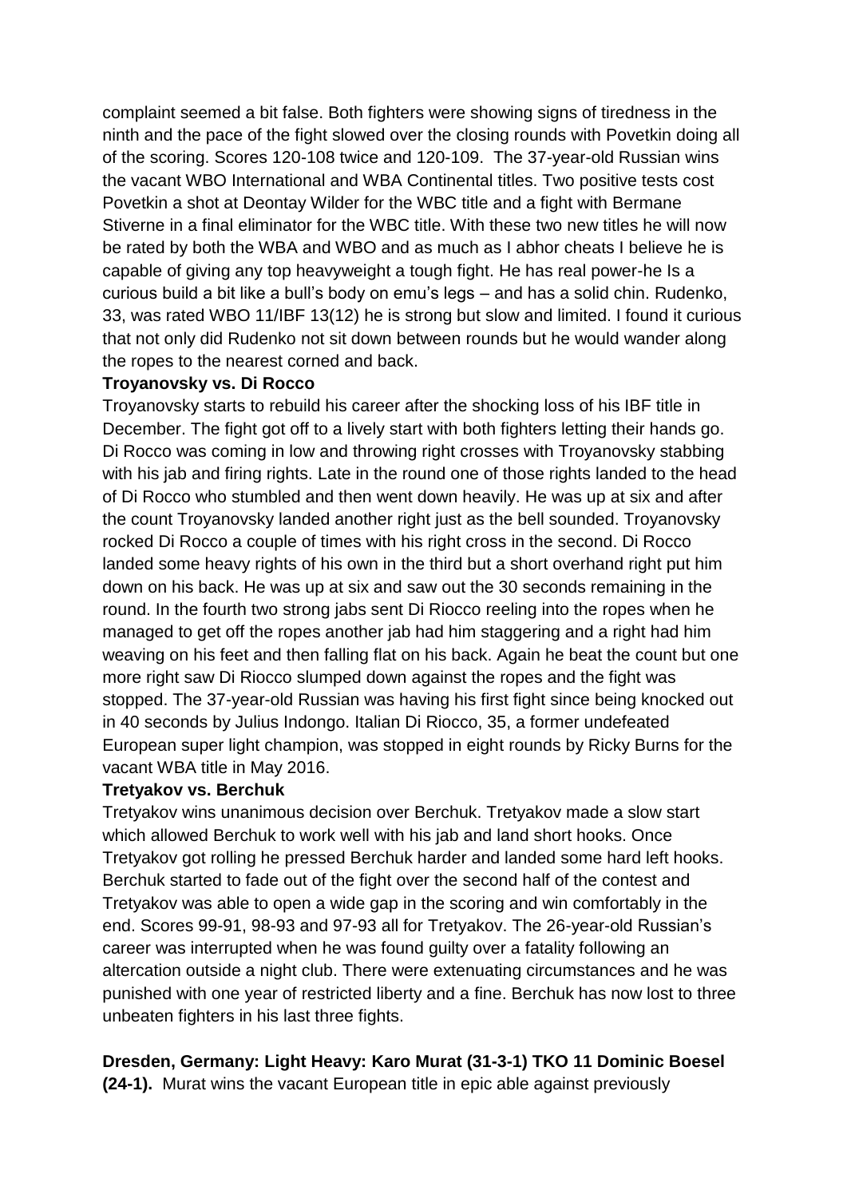complaint seemed a bit false. Both fighters were showing signs of tiredness in the ninth and the pace of the fight slowed over the closing rounds with Povetkin doing all of the scoring. Scores 120-108 twice and 120-109. The 37-year-old Russian wins the vacant WBO International and WBA Continental titles. Two positive tests cost Povetkin a shot at Deontay Wilder for the WBC title and a fight with Bermane Stiverne in a final eliminator for the WBC title. With these two new titles he will now be rated by both the WBA and WBO and as much as I abhor cheats I believe he is capable of giving any top heavyweight a tough fight. He has real power-he Is a curious build a bit like a bull's body on emu's legs – and has a solid chin. Rudenko, 33, was rated WBO 11/IBF 13(12) he is strong but slow and limited. I found it curious that not only did Rudenko not sit down between rounds but he would wander along the ropes to the nearest corned and back.

**Troyanovsky vs. Di Rocco**

Troyanovsky starts to rebuild his career after the shocking loss of his IBF title in December. The fight got off to a lively start with both fighters letting their hands go. Di Rocco was coming in low and throwing right crosses with Troyanovsky stabbing with his jab and firing rights. Late in the round one of those rights landed to the head of Di Rocco who stumbled and then went down heavily. He was up at six and after the count Troyanovsky landed another right just as the bell sounded. Troyanovsky rocked Di Rocco a couple of times with his right cross in the second. Di Rocco landed some heavy rights of his own in the third but a short overhand right put him down on his back. He was up at six and saw out the 30 seconds remaining in the round. In the fourth two strong jabs sent Di Riocco reeling into the ropes when he managed to get off the ropes another jab had him staggering and a right had him weaving on his feet and then falling flat on his back. Again he beat the count but one more right saw Di Riocco slumped down against the ropes and the fight was stopped. The 37-year-old Russian was having his first fight since being knocked out in 40 seconds by Julius Indongo. Italian Di Riocco, 35, a former undefeated European super light champion, was stopped in eight rounds by Ricky Burns for the vacant WBA title in May 2016.

**Tretyakov vs. Berchuk**

Tretyakov wins unanimous decision over Berchuk. Tretyakov made a slow start which allowed Berchuk to work well with his jab and land short hooks. Once Tretyakov got rolling he pressed Berchuk harder and landed some hard left hooks. Berchuk started to fade out of the fight over the second half of the contest and Tretyakov was able to open a wide gap in the scoring and win comfortably in the end. Scores 99-91, 98-93 and 97-93 all for Tretyakov. The 26-year-old Russian's career was interrupted when he was found guilty over a fatality following an altercation outside a night club. There were extenuating circumstances and he was punished with one year of restricted liberty and a fine. Berchuk has now lost to three unbeaten fighters in his last three fights.

**Dresden, Germany: Light Heavy: Karo Murat (31-3-1) TKO 11 Dominic Boesel (24-1).** Murat wins the vacant European title in epic able against previously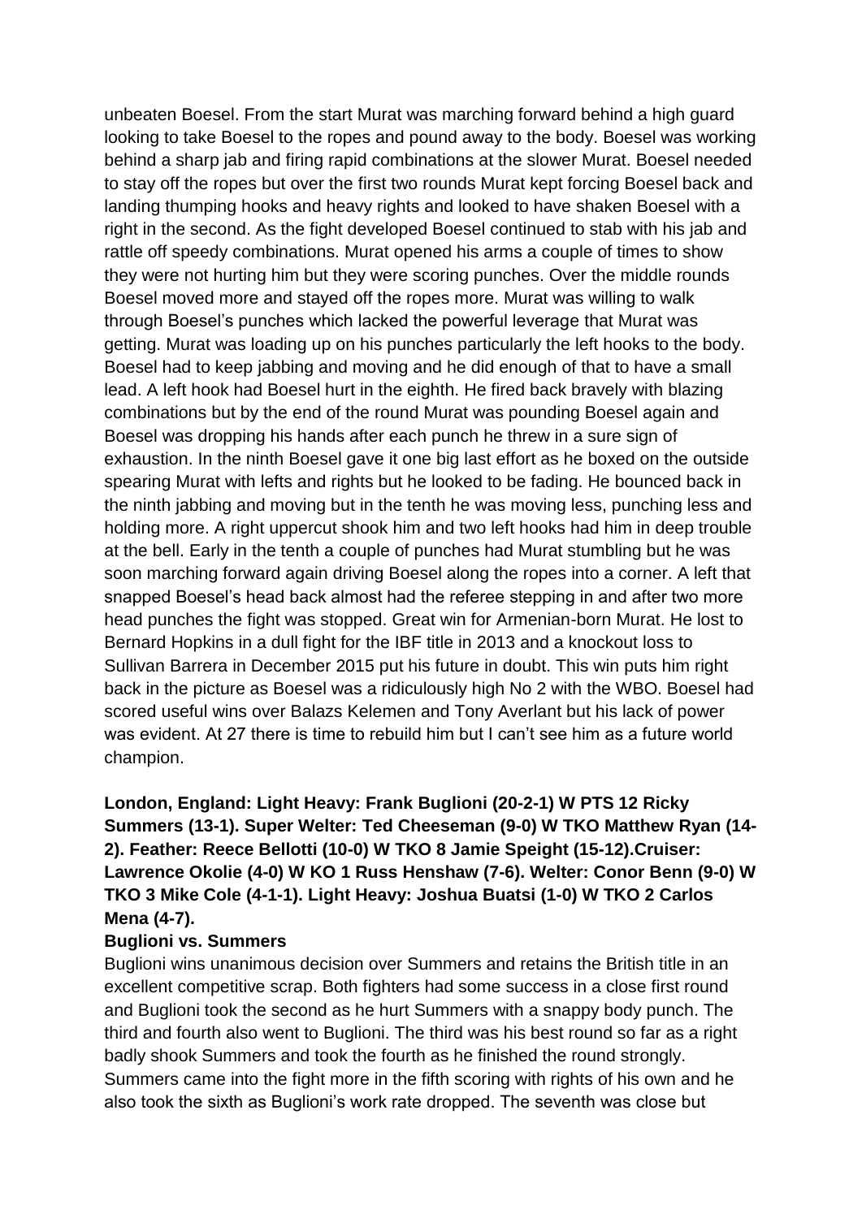unbeaten Boesel. From the start Murat was marching forward behind a high guard looking to take Boesel to the ropes and pound away to the body. Boesel was working behind a sharp jab and firing rapid combinations at the slower Murat. Boesel needed to stay off the ropes but over the first two rounds Murat kept forcing Boesel back and landing thumping hooks and heavy rights and looked to have shaken Boesel with a right in the second. As the fight developed Boesel continued to stab with his jab and rattle off speedy combinations. Murat opened his arms a couple of times to show they were not hurting him but they were scoring punches. Over the middle rounds Boesel moved more and stayed off the ropes more. Murat was willing to walk through Boesel's punches which lacked the powerful leverage that Murat was getting. Murat was loading up on his punches particularly the left hooks to the body. Boesel had to keep jabbing and moving and he did enough of that to have a small lead. A left hook had Boesel hurt in the eighth. He fired back bravely with blazing combinations but by the end of the round Murat was pounding Boesel again and Boesel was dropping his hands after each punch he threw in a sure sign of exhaustion. In the ninth Boesel gave it one big last effort as he boxed on the outside spearing Murat with lefts and rights but he looked to be fading. He bounced back in the ninth jabbing and moving but in the tenth he was moving less, punching less and holding more. A right uppercut shook him and two left hooks had him in deep trouble at the bell. Early in the tenth a couple of punches had Murat stumbling but he was soon marching forward again driving Boesel along the ropes into a corner. A left that snapped Boesel's head back almost had the referee stepping in and after two more head punches the fight was stopped. Great win for Armenian-born Murat. He lost to Bernard Hopkins in a dull fight for the IBF title in 2013 and a knockout loss to Sullivan Barrera in December 2015 put his future in doubt. This win puts him right back in the picture as Boesel was a ridiculously high No 2 with the WBO. Boesel had scored useful wins over Balazs Kelemen and Tony Averlant but his lack of power was evident. At 27 there is time to rebuild him but I can't see him as a future world champion.

**London, England: Light Heavy: Frank Buglioni (20-2-1) W PTS 12 Ricky Summers (13-1). Super Welter: Ted Cheeseman (9-0) W TKO Matthew Ryan (14-2). Feather: Reece Bellotti (10-0) W TKO 8 Jamie Speight (15-12).Cruiser: Lawrence Okolie (4-0) W KO 1 Russ Henshaw (7-6). Welter: Conor Benn (9-0) W TKO 3 Mike Cole (4-1-1). Light Heavy: Joshua Buatsi (1-0) W TKO 2 Carlos Mena (4-7).**

**Buglioni vs. Summers**

Buglioni wins unanimous decision over Summers and retains the British title in an excellent competitive scrap. Both fighters had some success in a close first round and Buglioni took the second as he hurt Summers with a snappy body punch. The third and fourth also went to Buglioni. The third was his best round so far as a right badly shook Summers and took the fourth as he finished the round strongly. Summers came into the fight more in the fifth scoring with rights of his own and he also took the sixth as Buglioni's work rate dropped. The seventh was close but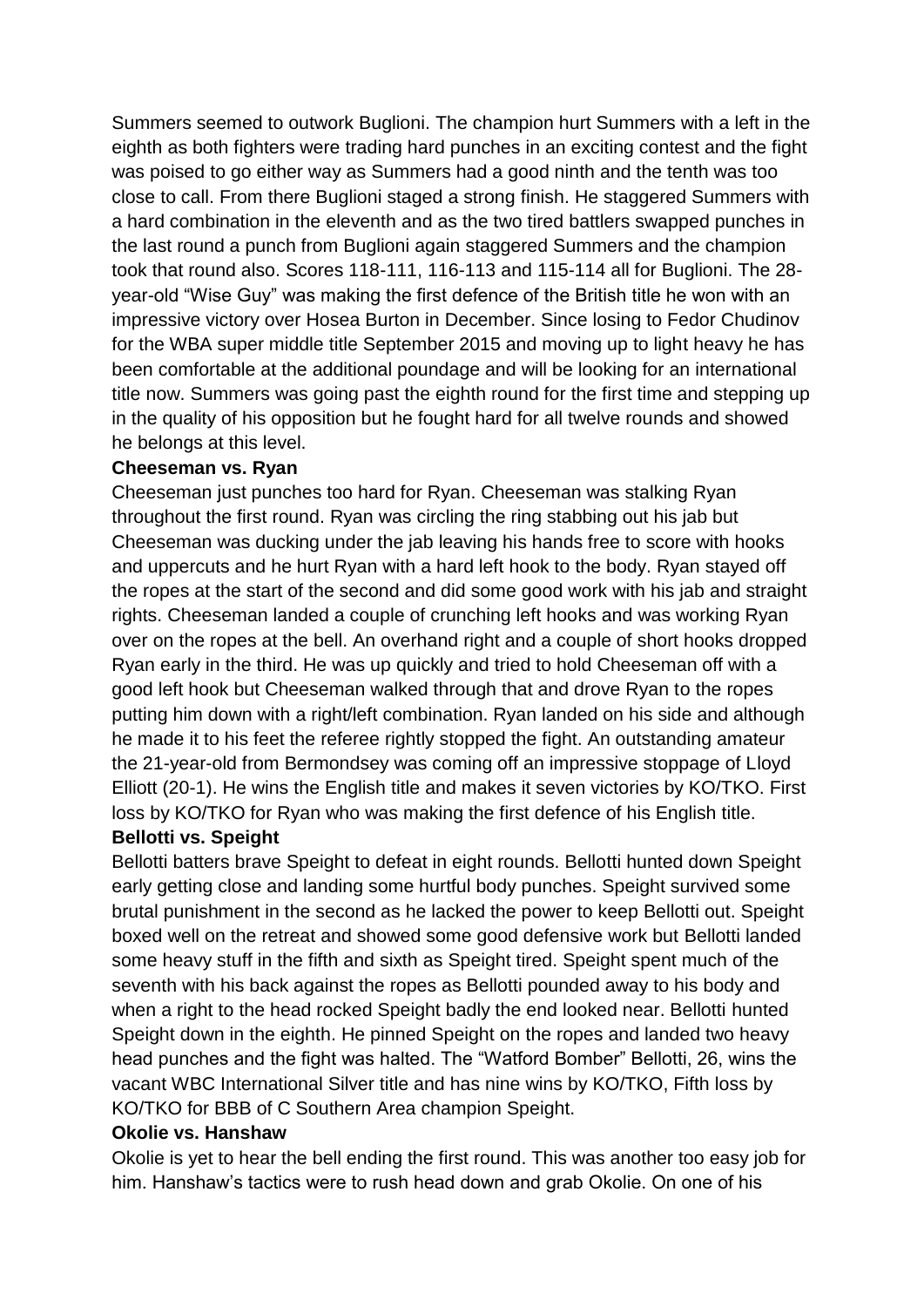Summers seemed to outwork Buglioni. The champion hurt Summers with a left in the eighth as both fighters were trading hard punches in an exciting contest and the fight was poised to go either way as Summers had a good ninth and the tenth was too close to call. From there Buglioni staged a strong finish. He staggered Summers with a hard combination in the eleventh and as the two tired battlers swapped punches in the last round a punch from Buglioni again staggered Summers and the champion took that round also. Scores 118-111, 116-113 and 115-114 all for Buglioni. The 28-year-old "Wise Guy" was making the first defence of the British title he won with an impressive victory over Hosea Burton in December. Since losing to Fedor Chudinov for the WBA super middle title September 2015 and moving up to light heavy he has been comfortable at the additional poundage and will be looking for an international title now. Summers was going past the eighth round for the first time and stepping up in the quality of his opposition but he fought hard for all twelve rounds and showed he belongs at this level.

**Cheeseman vs. Ryan**

Cheeseman just punches too hard for Ryan. Cheeseman was stalking Ryan throughout the first round. Ryan was circling the ring stabbing out his jab but Cheeseman was ducking under the jab leaving his hands free to score with hooks and uppercuts and he hurt Ryan with a hard left hook to the body. Ryan stayed off the ropes at the start of the second and did some good work with his jab and straight rights. Cheeseman landed a couple of crunching left hooks and was working Ryan over on the ropes at the bell. An overhand right and a couple of short hooks dropped Ryan early in the third. He was up quickly and tried to hold Cheeseman off with a good left hook but Cheeseman walked through that and drove Ryan to the ropes putting him down with a right/left combination. Ryan landed on his side and although he made it to his feet the referee rightly stopped the fight. An outstanding amateur the 21-year-old from Bermondsey was coming off an impressive stoppage of Lloyd Elliott (20-1). He wins the English title and makes it seven victories by KO/TKO. First loss by KO/TKO for Ryan who was making the first defence of his English title.

**Bellotti vs. Speight**

Bellotti batters brave Speight to defeat in eight rounds. Bellotti hunted down Speight early getting close and landing some hurtful body punches. Speight survived some brutal punishment in the second as he lacked the power to keep Bellotti out. Speight boxed well on the retreat and showed some good defensive work but Bellotti landed some heavy stuff in the fifth and sixth as Speight tired. Speight spent much of the seventh with his back against the ropes as Bellotti pounded away to his body and when a right to the head rocked Speight badly the end looked near. Bellotti hunted Speight down in the eighth. He pinned Speight on the ropes and landed two heavy head punches and the fight was halted. The "Watford Bomber" Bellotti, 26, wins the vacant WBC International Silver title and has nine wins by KO/TKO, Fifth loss by KO/TKO for BBB of C Southern Area champion Speight.

**Okolie vs. Hanshaw**

Okolie is yet to hear the bell ending the first round. This was another too easy job for him. Hanshaw's tactics were to rush head down and grab Okolie. On one of his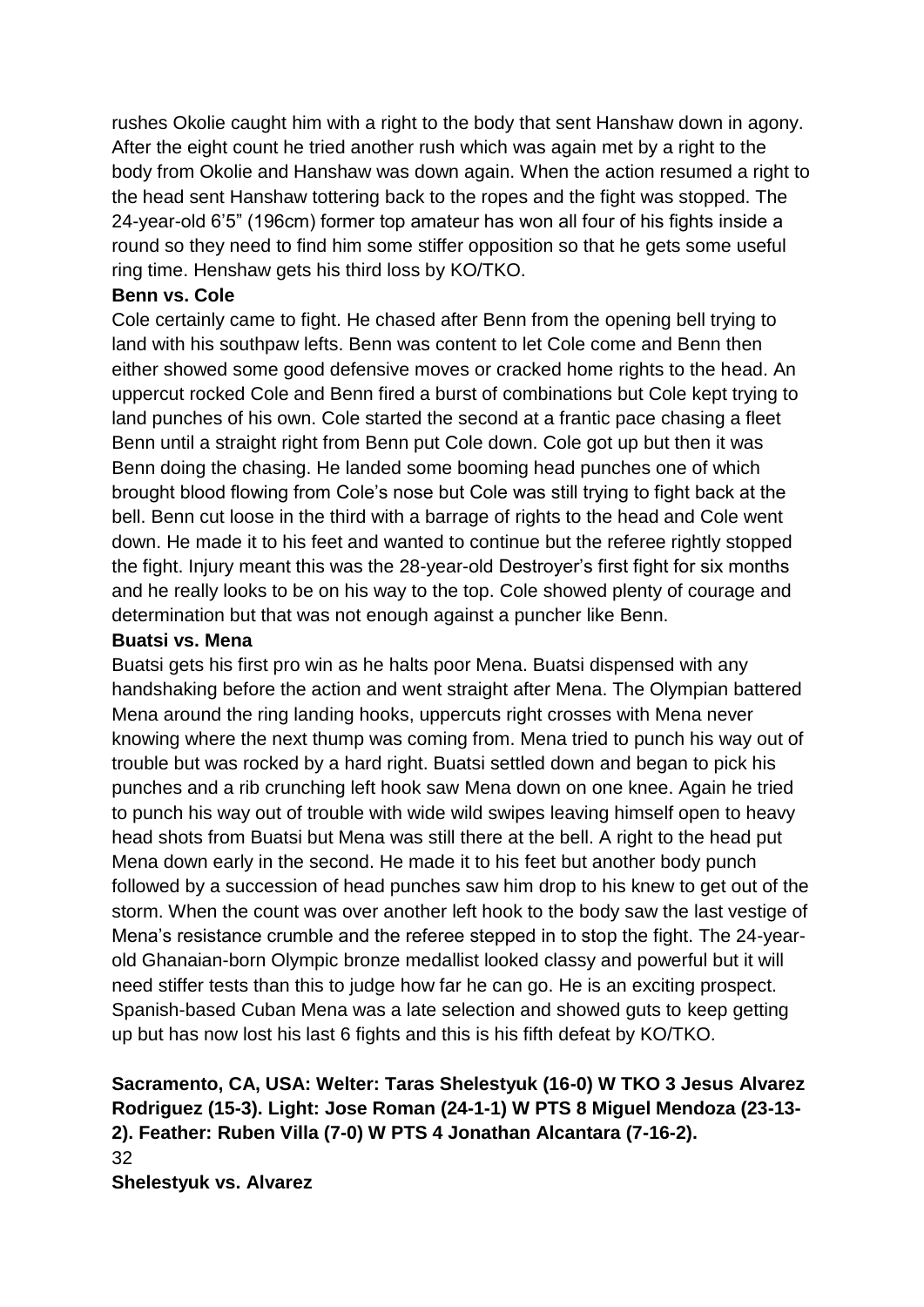rushes Okolie caught him with a right to the body that sent Hanshaw down in agony. After the eight count he tried another rush which was again met by a right to the body from Okolie and Hanshaw was down again. When the action resumed a right to the head sent Hanshaw tottering back to the ropes and the fight was stopped. The 24-year-old 6'5" (196cm) former top amateur has won all four of his fights inside a round so they need to find him some stiffer opposition so that he gets some useful ring time. Henshaw gets his third loss by KO/TKO.

**Benn vs. Cole**

Cole certainly came to fight. He chased after Benn from the opening bell trying to land with his southpaw lefts. Benn was content to let Cole come and Benn then either showed some good defensive moves or cracked home rights to the head. An uppercut rocked Cole and Benn fired a burst of combinations but Cole kept trying to land punches of his own. Cole started the second at a frantic pace chasing a fleet Benn until a straight right from Benn put Cole down. Cole got up but then it was Benn doing the chasing. He landed some booming head punches one of which brought blood flowing from Cole's nose but Cole was still trying to fight back at the bell. Benn cut loose in the third with a barrage of rights to the head and Cole went down. He made it to his feet and wanted to continue but the referee rightly stopped the fight. Injury meant this was the 28-year-old Destroyer's first fight for six months and he really looks to be on his way to the top. Cole showed plenty of courage and determination but that was not enough against a puncher like Benn.

**Buatsi vs. Mena**

Buatsi gets his first pro win as he halts poor Mena. Buatsi dispensed with any handshaking before the action and went straight after Mena. The Olympian battered Mena around the ring landing hooks, uppercuts right crosses with Mena never knowing where the next thump was coming from. Mena tried to punch his way out of trouble but was rocked by a hard right. Buatsi settled down and began to pick his punches and a rib crunching left hook saw Mena down on one knee. Again he tried to punch his way out of trouble with wide wild swipes leaving himself open to heavy head shots from Buatsi but Mena was still there at the bell. A right to the head put Mena down early in the second. He made it to his feet but another body punch followed by a succession of head punches saw him drop to his knew to get out of the storm. When the count was over another left hook to the body saw the last vestige of Mena's resistance crumble and the referee stepped in to stop the fight. The 24-year-old Ghanaian-born Olympic bronze medallist looked classy and powerful but it will need stiffer tests than this to judge how far he can go. He is an exciting prospect. Spanish-based Cuban Mena was a late selection and showed guts to keep getting up but has now lost his last 6 fights and this is his fifth defeat by KO/TKO.

**Sacramento, CA, USA: Welter: Taras Shelestyuk (16-0) W TKO 3 Jesus Alvarez Rodriguez (15-3). Light: Jose Roman (24-1-1) W PTS 8 Miguel Mendoza (23-13-2). Feather: Ruben Villa (7-0) W PTS 4 Jonathan Alcantara (7-16-2).**

**Shelestyuk vs. Alvarez**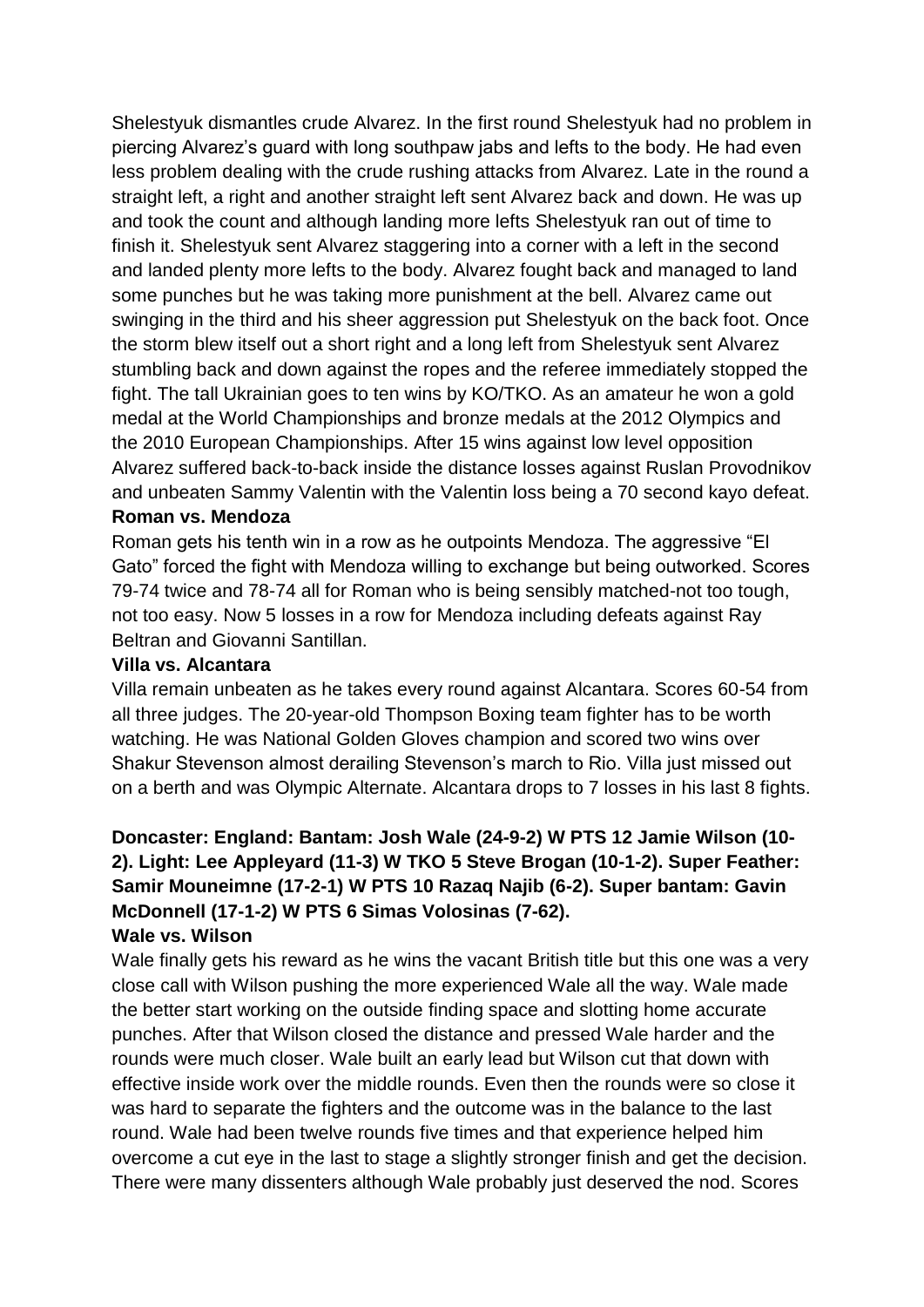Shelestyuk dismantles crude Alvarez. In the first round Shelestyuk had no problem in piercing Alvarez's guard with long southpaw jabs and lefts to the body. He had even less problem dealing with the crude rushing attacks from Alvarez. Late in the round a straight left, a right and another straight left sent Alvarez back and down. He was up and took the count and although landing more lefts Shelestyuk ran out of time to finish it. Shelestyuk sent Alvarez staggering into a corner with a left in the second and landed plenty more lefts to the body. Alvarez fought back and managed to land some punches but he was taking more punishment at the bell. Alvarez came out swinging in the third and his sheer aggression put Shelestyuk on the back foot. Once the storm blew itself out a short right and a long left from Shelestyuk sent Alvarez stumbling back and down against the ropes and the referee immediately stopped the fight. The tall Ukrainian goes to ten wins by KO/TKO. As an amateur he won a gold medal at the World Championships and bronze medals at the 2012 Olympics and the 2010 European Championships. After 15 wins against low level opposition Alvarez suffered back-to-back inside the distance losses against Ruslan Provodnikov and unbeaten Sammy Valentin with the Valentin loss being a 70 second kayo defeat.

**Roman vs. Mendoza**

Roman gets his tenth win in a row as he outpoints Mendoza. The aggressive "El Gato" forced the fight with Mendoza willing to exchange but being outworked. Scores 79-74 twice and 78-74 all for Roman who is being sensibly matched-not too tough, not too easy. Now 5 losses in a row for Mendoza including defeats against Ray Beltran and Giovanni Santillan.

**Villa vs. Alcantara**

Villa remain unbeaten as he takes every round against Alcantara. Scores 60-54 from all three judges. The 20-year-old Thompson Boxing team fighter has to be worth watching. He was National Golden Gloves champion and scored two wins over Shakur Stevenson almost derailing Stevenson's march to Rio. Villa just missed out on a berth and was Olympic Alternate. Alcantara drops to 7 losses in his last 8 fights.

**Doncaster: England: Bantam: Josh Wale (24-9-2) W PTS 12 Jamie Wilson (10-2). Light: Lee Appleyard (11-3) W TKO 5 Steve Brogan (10-1-2). Super Feather: Samir Mouneimne (17-2-1) W PTS 10 Razaq Najib (6-2). Super bantam: Gavin McDonnell (17-1-2) W PTS 6 Simas Volosinas (7-62).**

**Wale vs. Wilson**

Wale finally gets his reward as he wins the vacant British title but this one was a very close call with Wilson pushing the more experienced Wale all the way. Wale made the better start working on the outside finding space and slotting home accurate punches. After that Wilson closed the distance and pressed Wale harder and the rounds were much closer. Wale built an early lead but Wilson cut that down with effective inside work over the middle rounds. Even then the rounds were so close it was hard to separate the fighters and the outcome was in the balance to the last round. Wale had been twelve rounds five times and that experience helped him overcome a cut eye in the last to stage a slightly stronger finish and get the decision. There were many dissenters although Wale probably just deserved the nod. Scores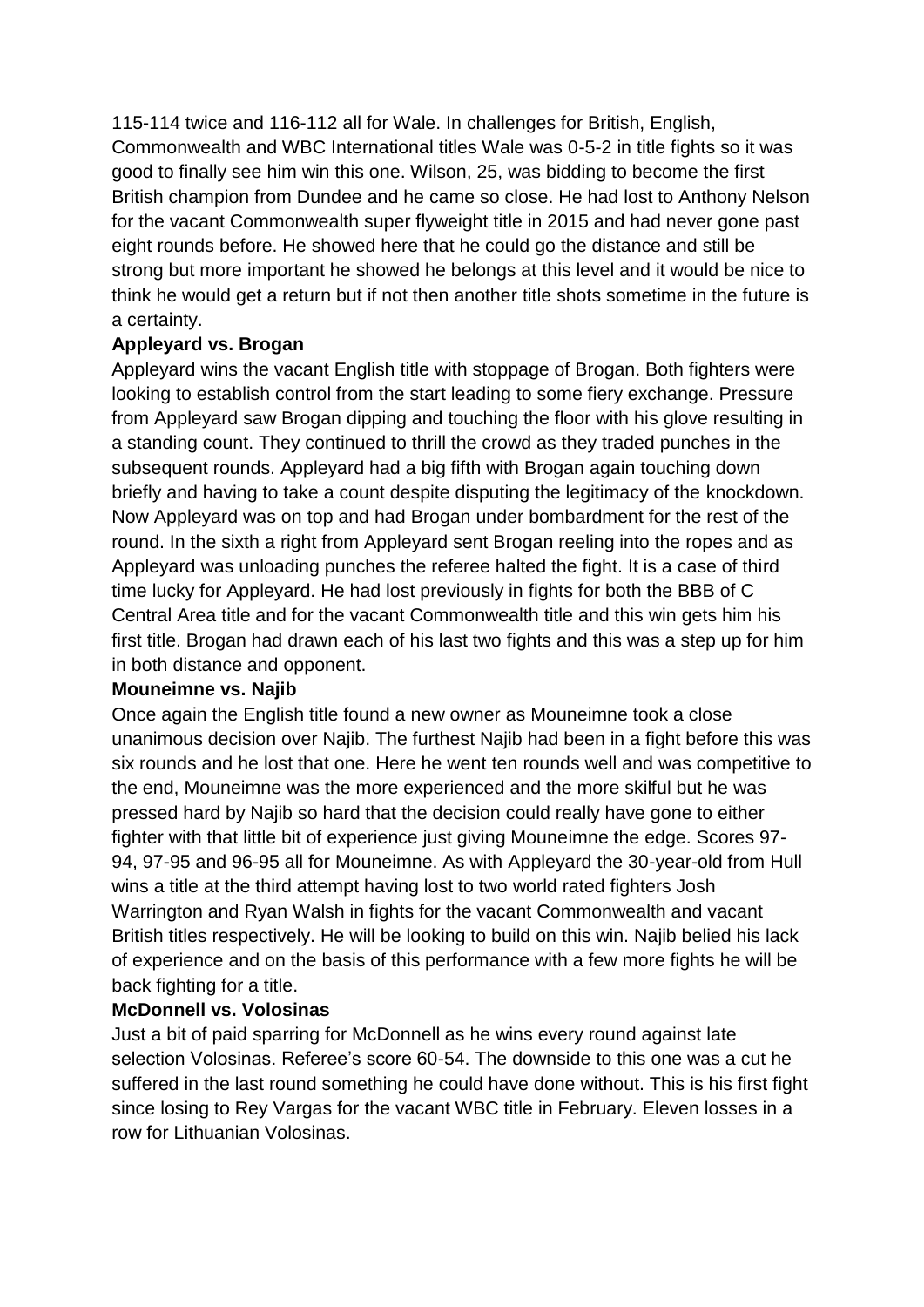115-114 twice and 116-112 all for Wale. In challenges for British, English, Commonwealth and WBC International titles Wale was 0-5-2 in title fights so it was good to finally see him win this one. Wilson, 25, was bidding to become the first British champion from Dundee and he came so close. He had lost to Anthony Nelson for the vacant Commonwealth super flyweight title in 2015 and had never gone past eight rounds before. He showed here that he could go the distance and still be strong but more important he showed he belongs at this level and it would be nice to think he would get a return but if not then another title shots sometime in the future is a certainty.

**Appleyard vs. Brogan**

Appleyard wins the vacant English title with stoppage of Brogan. Both fighters were looking to establish control from the start leading to some fiery exchange. Pressure from Appleyard saw Brogan dipping and touching the floor with his glove resulting in a standing count. They continued to thrill the crowd as they traded punches in the subsequent rounds. Appleyard had a big fifth with Brogan again touching down briefly and having to take a count despite disputing the legitimacy of the knockdown. Now Appleyard was on top and had Brogan under bombardment for the rest of the round. In the sixth a right from Appleyard sent Brogan reeling into the ropes and as Appleyard was unloading punches the referee halted the fight. It is a case of third time lucky for Appleyard. He had lost previously in fights for both the BBB of C Central Area title and for the vacant Commonwealth title and this win gets him his first title. Brogan had drawn each of his last two fights and this was a step up for him in both distance and opponent.

**Mouneimne vs. Najib**

Once again the English title found a new owner as Mouneimne took a close unanimous decision over Najib. The furthest Najib had been in a fight before this was six rounds and he lost that one. Here he went ten rounds well and was competitive to the end, Mouneimne was the more experienced and the more skilful but he was pressed hard by Najib so hard that the decision could really have gone to either fighter with that little bit of experience just giving Mouneimne the edge. Scores 97-94, 97-95 and 96-95 all for Mouneimne. As with Appleyard the 30-year-old from Hull wins a title at the third attempt having lost to two world rated fighters Josh Warrington and Ryan Walsh in fights for the vacant Commonwealth and vacant British titles respectively. He will be looking to build on this win. Najib belied his lack of experience and on the basis of this performance with a few more fights he will be back fighting for a title.

**McDonnell vs. Volosinas**

Just a bit of paid sparring for McDonnell as he wins every round against late selection Volosinas. Referee's score 60-54. The downside to this one was a cut he suffered in the last round something he could have done without. This is his first fight since losing to Rey Vargas for the vacant WBC title in February. Eleven losses in a row for Lithuanian Volosinas.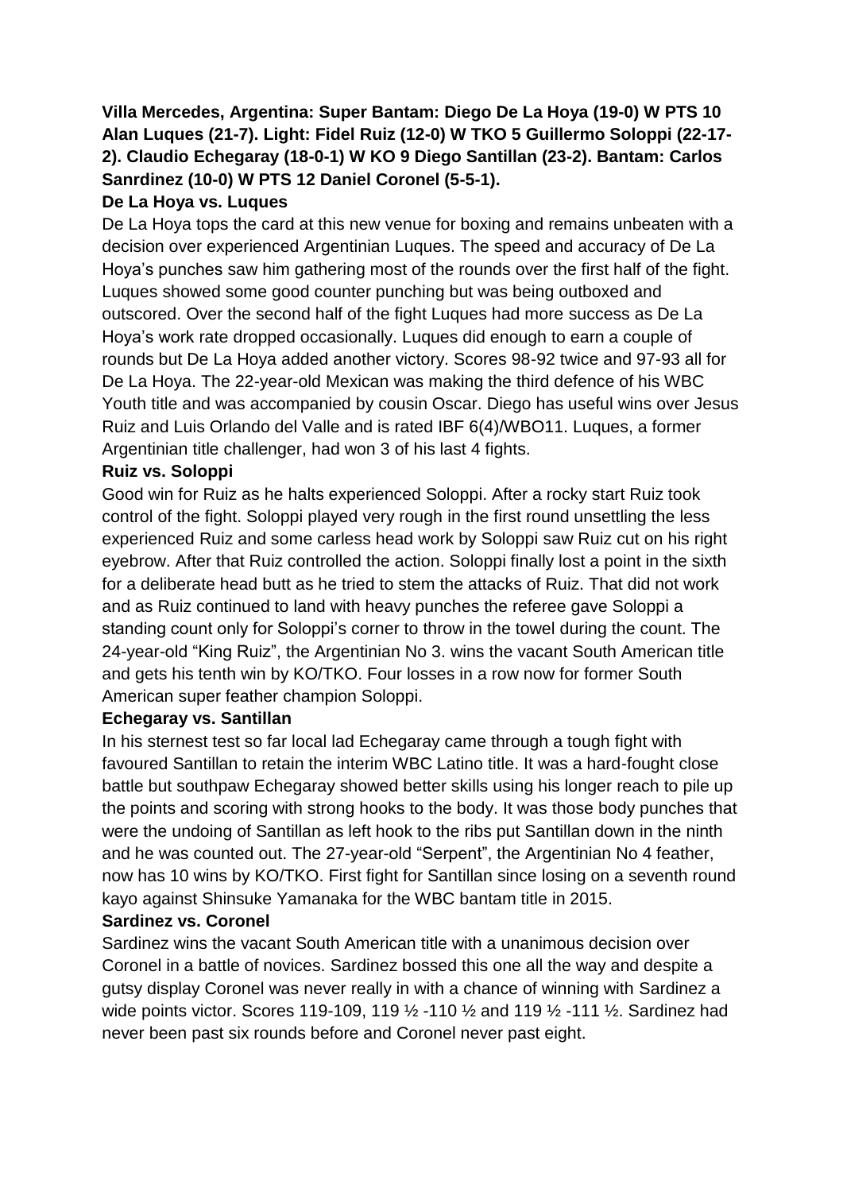**Villa Mercedes, Argentina: Super Bantam: Diego De La Hoya (19-0) W PTS 10 Alan Luques (21-7). Light: Fidel Ruiz (12-0) W TKO 5 Guillermo Soloppi (22-17-2). Claudio Echegaray (18-0-1) W KO 9 Diego Santillan (23-2). Bantam: Carlos Sanrdinez (10-0) W PTS 12 Daniel Coronel (5-5-1).**

**De La Hoya vs. Luques**

De La Hoya tops the card at this new venue for boxing and remains unbeaten with a decision over experienced Argentinian Luques. The speed and accuracy of De La Hoya's punches saw him gathering most of the rounds over the first half of the fight. Luques showed some good counter punching but was being outboxed and outscored. Over the second half of the fight Luques had more success as De La Hoya's work rate dropped occasionally. Luques did enough to earn a couple of rounds but De La Hoya added another victory. Scores 98-92 twice and 97-93 all for De La Hoya. The 22-year-old Mexican was making the third defence of his WBC Youth title and was accompanied by cousin Oscar. Diego has useful wins over Jesus Ruiz and Luis Orlando del Valle and is rated IBF 6(4)/WBO11. Luques, a former Argentinian title challenger, had won 3 of his last 4 fights.

**Ruiz vs. Soloppi**

Good win for Ruiz as he halts experienced Soloppi. After a rocky start Ruiz took control of the fight. Soloppi played very rough in the first round unsettling the less experienced Ruiz and some carless head work by Soloppi saw Ruiz cut on his right eyebrow. After that Ruiz controlled the action. Soloppi finally lost a point in the sixth for a deliberate head butt as he tried to stem the attacks of Ruiz. That did not work and as Ruiz continued to land with heavy punches the referee gave Soloppi a standing count only for Soloppi's corner to throw in the towel during the count. The 24-year-old "King Ruiz", the Argentinian No 3. wins the vacant South American title and gets his tenth win by KO/TKO. Four losses in a row now for former South American super feather champion Soloppi.

**Echegaray vs. Santillan**

In his sternest test so far local lad Echegaray came through a tough fight with favoured Santillan to retain the interim WBC Latino title. It was a hard-fought close battle but southpaw Echegaray showed better skills using his longer reach to pile up the points and scoring with strong hooks to the body. It was those body punches that were the undoing of Santillan as left hook to the ribs put Santillan down in the ninth and he was counted out. The 27-year-old "Serpent", the Argentinian No 4 feather, now has 10 wins by KO/TKO. First fight for Santillan since losing on a seventh round kayo against Shinsuke Yamanaka for the WBC bantam title in 2015.

**Sardinez vs. Coronel**

Sardinez wins the vacant South American title with a unanimous decision over Coronel in a battle of novices. Sardinez bossed this one all the way and despite a gutsy display Coronel was never really in with a chance of winning with Sardinez a wide points victor. Scores 119-109, 119 ½ -110 ½ and 119 ½ -111 ½. Sardinez had never been past six rounds before and Coronel never past eight.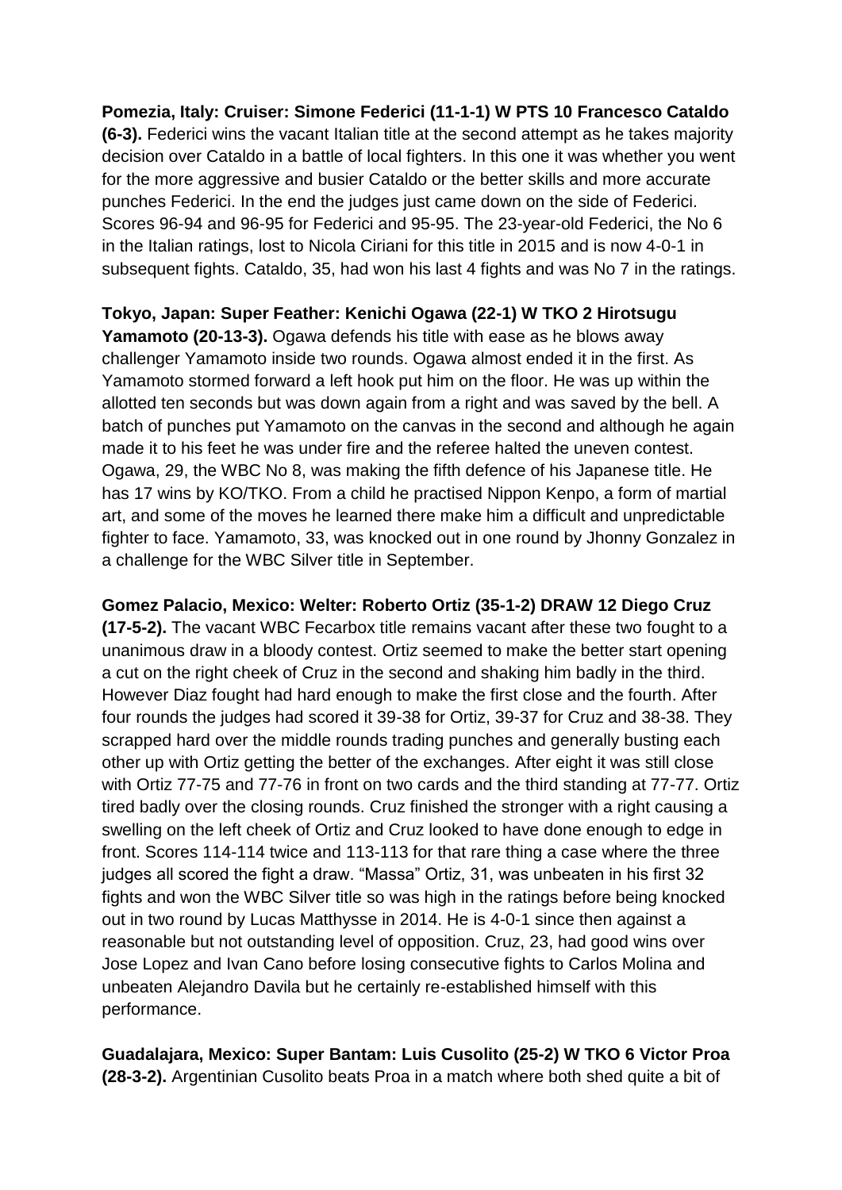**Pomezia, Italy: Cruiser: Simone Federici (11-1-1) W PTS 10 Francesco Cataldo (6-3).** Federici wins the vacant Italian title at the second attempt as he takes majority decision over Cataldo in a battle of local fighters. In this one it was whether you went for the more aggressive and busier Cataldo or the better skills and more accurate punches Federici. In the end the judges just came down on the side of Federici. Scores 96-94 and 96-95 for Federici and 95-95. The 23-year-old Federici, the No 6 in the Italian ratings, lost to Nicola Ciriani for this title in 2015 and is now 4-0-1 in subsequent fights. Cataldo, 35, had won his last 4 fights and was No 7 in the ratings.

**Tokyo, Japan: Super Feather: Kenichi Ogawa (22-1) W TKO 2 Hirotsugu Yamamoto (20-13-3).** Ogawa defends his title with ease as he blows away challenger Yamamoto inside two rounds. Ogawa almost ended it in the first. As Yamamoto stormed forward a left hook put him on the floor. He was up within the allotted ten seconds but was down again from a right and was saved by the bell. A batch of punches put Yamamoto on the canvas in the second and although he again made it to his feet he was under fire and the referee halted the uneven contest. Ogawa, 29, the WBC No 8, was making the fifth defence of his Japanese title. He has 17 wins by KO/TKO. From a child he practised Nippon Kenpo, a form of martial art, and some of the moves he learned there make him a difficult and unpredictable fighter to face. Yamamoto, 33, was knocked out in one round by Jhonny Gonzalez in a challenge for the WBC Silver title in September.

**Gomez Palacio, Mexico: Welter: Roberto Ortiz (35-1-2) DRAW 12 Diego Cruz (17-5-2).** The vacant WBC Fecarbox title remains vacant after these two fought to a unanimous draw in a bloody contest. Ortiz seemed to make the better start opening a cut on the right cheek of Cruz in the second and shaking him badly in the third. However Diaz fought had hard enough to make the first close and the fourth. After four rounds the judges had scored it 39-38 for Ortiz, 39-37 for Cruz and 38-38. They scrapped hard over the middle rounds trading punches and generally busting each other up with Ortiz getting the better of the exchanges. After eight it was still close with Ortiz 77-75 and 77-76 in front on two cards and the third standing at 77-77. Ortiz tired badly over the closing rounds. Cruz finished the stronger with a right causing a swelling on the left cheek of Ortiz and Cruz looked to have done enough to edge in front. Scores 114-114 twice and 113-113 for that rare thing a case where the three judges all scored the fight a draw. "Massa" Ortiz, 31, was unbeaten in his first 32 fights and won the WBC Silver title so was high in the ratings before being knocked out in two round by Lucas Matthysse in 2014. He is 4-0-1 since then against a reasonable but not outstanding level of opposition. Cruz, 23, had good wins over Jose Lopez and Ivan Cano before losing consecutive fights to Carlos Molina and unbeaten Alejandro Davila but he certainly re-established himself with this performance.

**Guadalajara, Mexico: Super Bantam: Luis Cusolito (25-2) W TKO 6 Victor Proa (28-3-2).** Argentinian Cusolito beats Proa in a match where both shed quite a bit of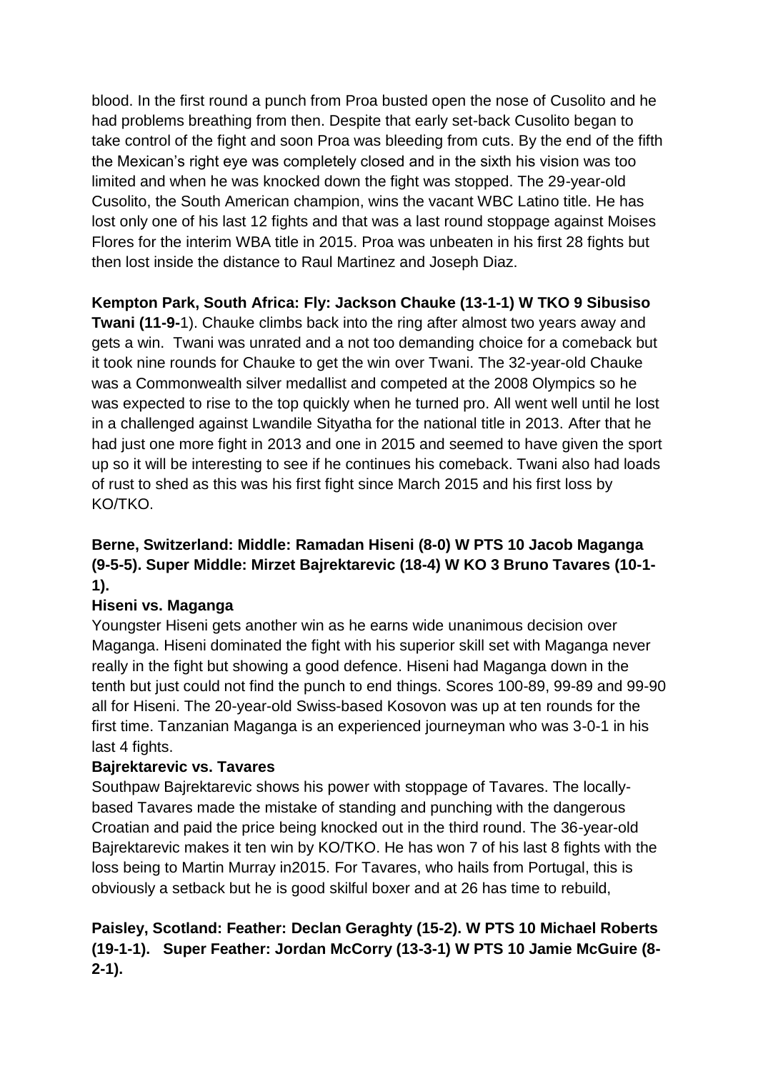blood. In the first round a punch from Proa busted open the nose of Cusolito and he had problems breathing from then. Despite that early set-back Cusolito began to take control of the fight and soon Proa was bleeding from cuts. By the end of the fifth the Mexican's right eye was completely closed and in the sixth his vision was too limited and when he was knocked down the fight was stopped. The 29-year-old Cusolito, the South American champion, wins the vacant WBC Latino title. He has lost only one of his last 12 fights and that was a last round stoppage against Moises Flores for the interim WBA title in 2015. Proa was unbeaten in his first 28 fights but then lost inside the distance to Raul Martinez and Joseph Diaz.

**Kempton Park, South Africa: Fly: Jackson Chauke (13-1-1) W TKO 9 Sibusiso Twani (11-9-**1). Chauke climbs back into the ring after almost two years away and gets a win. Twani was unrated and a not too demanding choice for a comeback but it took nine rounds for Chauke to get the win over Twani. The 32-year-old Chauke was a Commonwealth silver medallist and competed at the 2008 Olympics so he was expected to rise to the top quickly when he turned pro. All went well until he lost in a challenged against Lwandile Sityatha for the national title in 2013. After that he had just one more fight in 2013 and one in 2015 and seemed to have given the sport up so it will be interesting to see if he continues his comeback. Twani also had loads of rust to shed as this was his first fight since March 2015 and his first loss by KO/TKO.

**Berne, Switzerland: Middle: Ramadan Hiseni (8-0) W PTS 10 Jacob Maganga (9-5-5). Super Middle: Mirzet Bajrektarevic (18-4) W KO 3 Bruno Tavares (10-1-1).**

**Hiseni vs. Maganga**

Youngster Hiseni gets another win as he earns wide unanimous decision over Maganga. Hiseni dominated the fight with his superior skill set with Maganga never really in the fight but showing a good defence. Hiseni had Maganga down in the tenth but just could not find the punch to end things. Scores 100-89, 99-89 and 99-90 all for Hiseni. The 20-year-old Swiss-based Kosovon was up at ten rounds for the first time. Tanzanian Maganga is an experienced journeyman who was 3-0-1 in his last 4 fights.

**Bajrektarevic vs. Tavares**

Southpaw Bajrektarevic shows his power with stoppage of Tavares. The locally-based Tavares made the mistake of standing and punching with the dangerous Croatian and paid the price being knocked out in the third round. The 36-year-old Bajrektarevic makes it ten win by KO/TKO. He has won 7 of his last 8 fights with the loss being to Martin Murray in2015. For Tavares, who hails from Portugal, this is obviously a setback but he is good skilful boxer and at 26 has time to rebuild,

**Paisley, Scotland: Feather: Declan Geraghty (15-2). W PTS 10 Michael Roberts (19-1-1). Super Feather: Jordan McCorry (13-3-1) W PTS 10 Jamie McGuire (8-2-1).**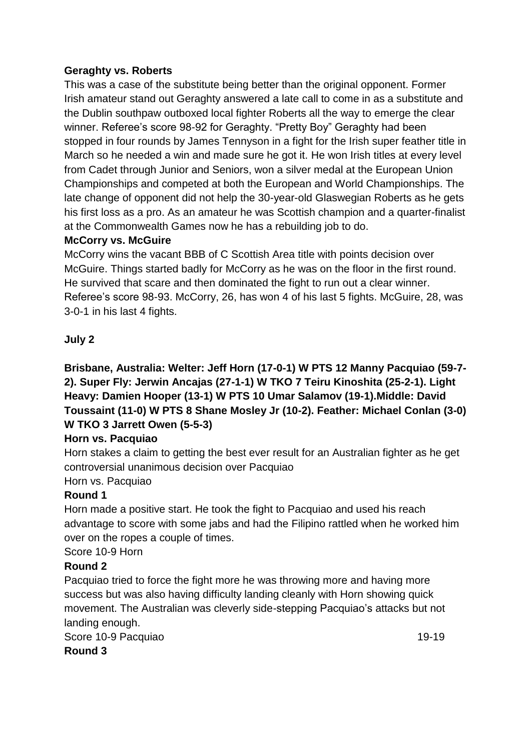**Geraghty vs. Roberts**

This was a case of the substitute being better than the original opponent. Former Irish amateur stand out Geraghty answered a late call to come in as a substitute and the Dublin southpaw outboxed local fighter Roberts all the way to emerge the clear winner. Referee's score 98-92 for Geraghty. "Pretty Boy" Geraghty had been stopped in four rounds by James Tennyson in a fight for the Irish super feather title in March so he needed a win and made sure he got it. He won Irish titles at every level from Cadet through Junior and Seniors, won a silver medal at the European Union Championships and competed at both the European and World Championships. The late change of opponent did not help the 30-year-old Glaswegian Roberts as he gets his first loss as a pro. As an amateur he was Scottish champion and a quarter-finalist at the Commonwealth Games now he has a rebuilding job to do.

**McCorry vs. McGuire**

McCorry wins the vacant BBB of C Scottish Area title with points decision over McGuire. Things started badly for McCorry as he was on the floor in the first round. He survived that scare and then dominated the fight to run out a clear winner. Referee's score 98-93. McCorry, 26, has won 4 of his last 5 fights. McGuire, 28, was 3-0-1 in his last 4 fights.

**July 2**

**Brisbane, Australia: Welter: Jeff Horn (17-0-1) W PTS 12 Manny Pacquiao (59-7-2). Super Fly: Jerwin Ancajas (27-1-1) W TKO 7 Teiru Kinoshita (25-2-1). Light Heavy: Damien Hooper (13-1) W PTS 10 Umar Salamov (19-1).Middle: David Toussaint (11-0) W PTS 8 Shane Mosley Jr (10-2). Feather: Michael Conlan (3-0) W TKO 3 Jarrett Owen (5-5-3)**

**Horn vs. Pacquiao**

Horn stakes a claim to getting the best ever result for an Australian fighter as he get controversial unanimous decision over Pacquiao

Horn vs. Pacquiao

**Round 1**

Horn made a positive start. He took the fight to Pacquiao and used his reach advantage to score with some jabs and had the Filipino rattled when he worked him over on the ropes a couple of times.

Score 10-9 Horn

**Round 2**

Pacquiao tried to force the fight more he was throwing more and having more success but was also having difficulty landing cleanly with Horn showing quick movement. The Australian was cleverly side-stepping Pacquiao's attacks but not landing enough.

Score 10-9 Pacquiao 19-19

**Round 3**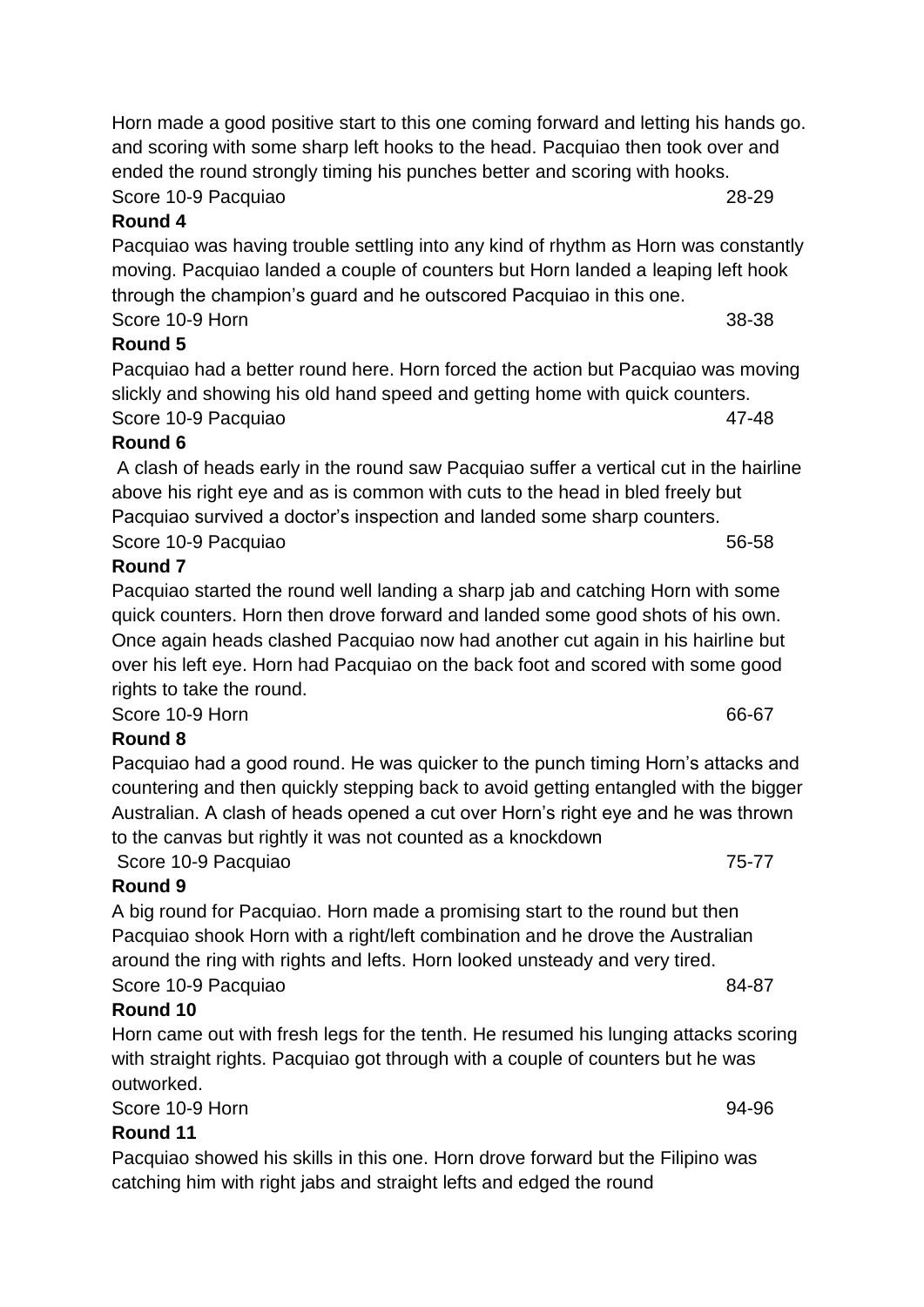Horn made a good positive start to this one coming forward and letting his hands go. and scoring with some sharp left hooks to the head. Pacquiao then took over and ended the round strongly timing his punches better and scoring with hooks.
Score 10-9 Pacquiao 28-29

**Round 4**

Pacquiao was having trouble settling into any kind of rhythm as Horn was constantly moving. Pacquiao landed a couple of counters but Horn landed a leaping left hook through the champion's guard and he outscored Pacquiao in this one.
Score 10-9 Horn 38-38

**Round 5**

Pacquiao had a better round here. Horn forced the action but Pacquiao was moving slickly and showing his old hand speed and getting home with quick counters.
Score 10-9 Pacquiao 47-48

**Round 6**

A clash of heads early in the round saw Pacquiao suffer a vertical cut in the hairline above his right eye and as is common with cuts to the head in bled freely but Pacquiao survived a doctor's inspection and landed some sharp counters.
Score 10-9 Pacquiao 56-58

**Round 7**

Pacquiao started the round well landing a sharp jab and catching Horn with some quick counters. Horn then drove forward and landed some good shots of his own. Once again heads clashed Pacquiao now had another cut again in his hairline but over his left eye. Horn had Pacquiao on the back foot and scored with some good rights to take the round.
Score 10-9 Horn 66-67

**Round 8**

Pacquiao had a good round. He was quicker to the punch timing Horn's attacks and countering and then quickly stepping back to avoid getting entangled with the bigger Australian. A clash of heads opened a cut over Horn's right eye and he was thrown to the canvas but rightly it was not counted as a knockdown
Score 10-9 Pacquiao 75-77

**Round 9**

A big round for Pacquiao. Horn made a promising start to the round but then Pacquiao shook Horn with a right/left combination and he drove the Australian around the ring with rights and lefts. Horn looked unsteady and very tired.
Score 10-9 Pacquiao 84-87

**Round 10**

Horn came out with fresh legs for the tenth. He resumed his lunging attacks scoring with straight rights. Pacquiao got through with a couple of counters but he was outworked.
Score 10-9 Horn 94-96

**Round 11**

Pacquiao showed his skills in this one. Horn drove forward but the Filipino was catching him with right jabs and straight lefts and edged the round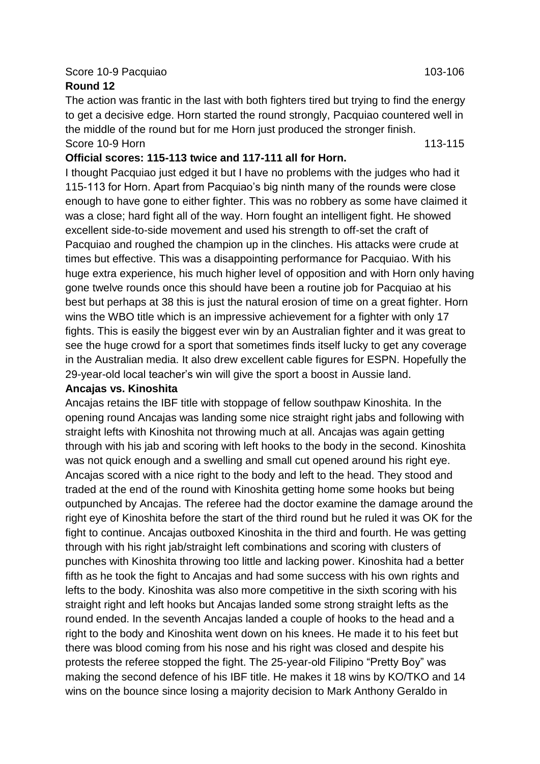Score 10-9 Pacquiao 103-106

**Round 12**

The action was frantic in the last with both fighters tired but trying to find the energy to get a decisive edge. Horn started the round strongly, Pacquiao countered well in the middle of the round but for me Horn just produced the stronger finish.

Score 10-9 Horn 113-115

**Official scores: 115-113 twice and 117-111 all for Horn.**

I thought Pacquiao just edged it but I have no problems with the judges who had it 115-113 for Horn. Apart from Pacquiao's big ninth many of the rounds were close enough to have gone to either fighter. This was no robbery as some have claimed it was a close; hard fight all of the way. Horn fought an intelligent fight. He showed excellent side-to-side movement and used his strength to off-set the craft of Pacquiao and roughed the champion up in the clinches. His attacks were crude at times but effective. This was a disappointing performance for Pacquiao. With his huge extra experience, his much higher level of opposition and with Horn only having gone twelve rounds once this should have been a routine job for Pacquiao at his best but perhaps at 38 this is just the natural erosion of time on a great fighter. Horn wins the WBO title which is an impressive achievement for a fighter with only 17 fights. This is easily the biggest ever win by an Australian fighter and it was great to see the huge crowd for a sport that sometimes finds itself lucky to get any coverage in the Australian media. It also drew excellent cable figures for ESPN. Hopefully the 29-year-old local teacher's win will give the sport a boost in Aussie land.

**Ancajas vs. Kinoshita**

Ancajas retains the IBF title with stoppage of fellow southpaw Kinoshita. In the opening round Ancajas was landing some nice straight right jabs and following with straight lefts with Kinoshita not throwing much at all. Ancajas was again getting through with his jab and scoring with left hooks to the body in the second. Kinoshita was not quick enough and a swelling and small cut opened around his right eye. Ancajas scored with a nice right to the body and left to the head. They stood and traded at the end of the round with Kinoshita getting home some hooks but being outpunched by Ancajas. The referee had the doctor examine the damage around the right eye of Kinoshita before the start of the third round but he ruled it was OK for the fight to continue. Ancajas outboxed Kinoshita in the third and fourth. He was getting through with his right jab/straight left combinations and scoring with clusters of punches with Kinoshita throwing too little and lacking power. Kinoshita had a better fifth as he took the fight to Ancajas and had some success with his own rights and lefts to the body. Kinoshita was also more competitive in the sixth scoring with his straight right and left hooks but Ancajas landed some strong straight lefts as the round ended. In the seventh Ancajas landed a couple of hooks to the head and a right to the body and Kinoshita went down on his knees. He made it to his feet but there was blood coming from his nose and his right was closed and despite his protests the referee stopped the fight. The 25-year-old Filipino "Pretty Boy" was making the second defence of his IBF title. He makes it 18 wins by KO/TKO and 14 wins on the bounce since losing a majority decision to Mark Anthony Geraldo in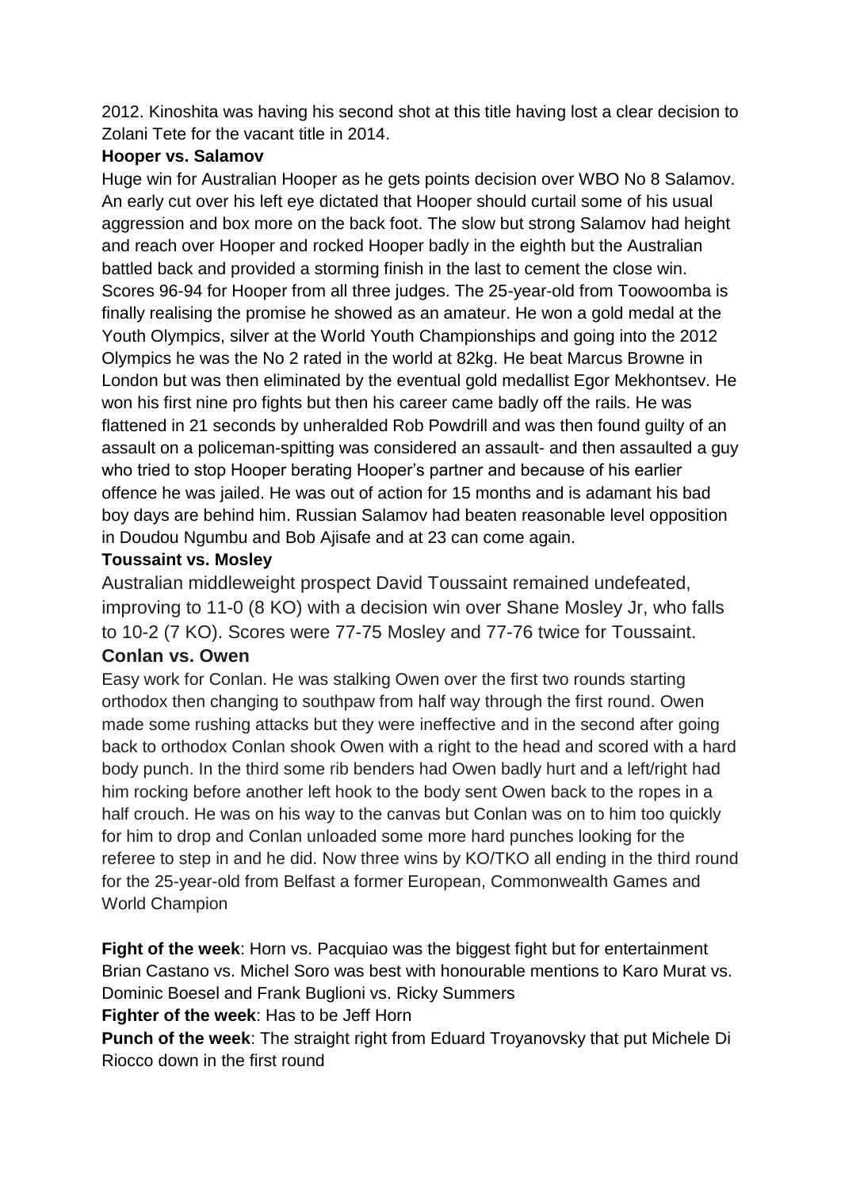2012. Kinoshita was having his second shot at this title having lost a clear decision to Zolani Tete for the vacant title in 2014.

**Hooper vs. Salamov**

Huge win for Australian Hooper as he gets points decision over WBO No 8 Salamov. An early cut over his left eye dictated that Hooper should curtail some of his usual aggression and box more on the back foot. The slow but strong Salamov had height and reach over Hooper and rocked Hooper badly in the eighth but the Australian battled back and provided a storming finish in the last to cement the close win. Scores 96-94 for Hooper from all three judges. The 25-year-old from Toowoomba is finally realising the promise he showed as an amateur. He won a gold medal at the Youth Olympics, silver at the World Youth Championships and going into the 2012 Olympics he was the No 2 rated in the world at 82kg. He beat Marcus Browne in London but was then eliminated by the eventual gold medallist Egor Mekhontsev. He won his first nine pro fights but then his career came badly off the rails. He was flattened in 21 seconds by unheralded Rob Powdrill and was then found guilty of an assault on a policeman-spitting was considered an assault- and then assaulted a guy who tried to stop Hooper berating Hooper's partner and because of his earlier offence he was jailed. He was out of action for 15 months and is adamant his bad boy days are behind him. Russian Salamov had beaten reasonable level opposition in Doudou Ngumbu and Bob Ajisafe and at 23 can come again.

**Toussaint vs. Mosley**

Australian middleweight prospect David Toussaint remained undefeated, improving to 11-0 (8 KO) with a decision win over Shane Mosley Jr, who falls to 10-2 (7 KO). Scores were 77-75 Mosley and 77-76 twice for Toussaint.

**Conlan vs. Owen**

Easy work for Conlan. He was stalking Owen over the first two rounds starting orthodox then changing to southpaw from half way through the first round. Owen made some rushing attacks but they were ineffective and in the second after going back to orthodox Conlan shook Owen with a right to the head and scored with a hard body punch. In the third some rib benders had Owen badly hurt and a left/right had him rocking before another left hook to the body sent Owen back to the ropes in a half crouch. He was on his way to the canvas but Conlan was on to him too quickly for him to drop and Conlan unloaded some more hard punches looking for the referee to step in and he did. Now three wins by KO/TKO all ending in the third round for the 25-year-old from Belfast a former European, Commonwealth Games and World Champion

**Fight of the week**: Horn vs. Pacquiao was the biggest fight but for entertainment Brian Castano vs. Michel Soro was best with honourable mentions to Karo Murat vs. Dominic Boesel and Frank Buglioni vs. Ricky Summers

**Fighter of the week**: Has to be Jeff Horn

**Punch of the week**: The straight right from Eduard Troyanovsky that put Michele Di Riocco down in the first round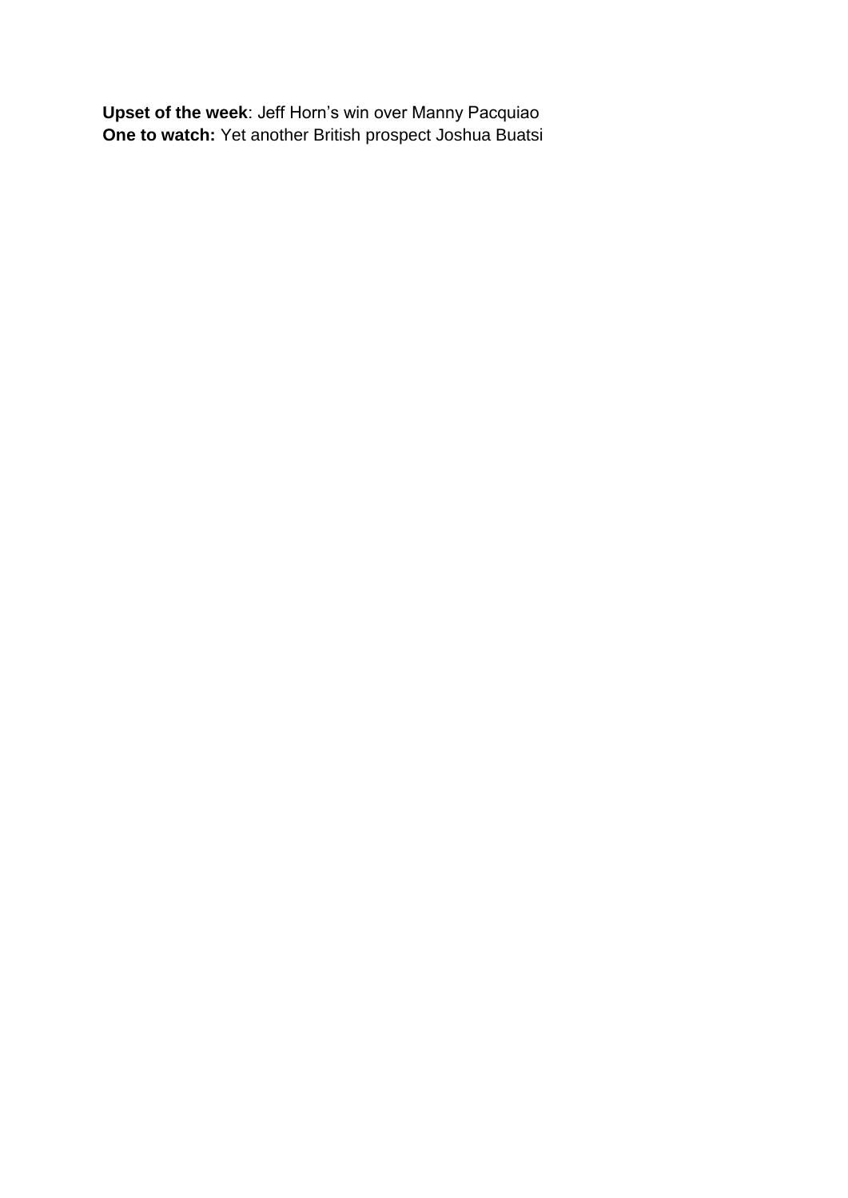**Upset of the week**: Jeff Horn's win over Manny Pacquiao
**One to watch:** Yet another British prospect Joshua Buatsi